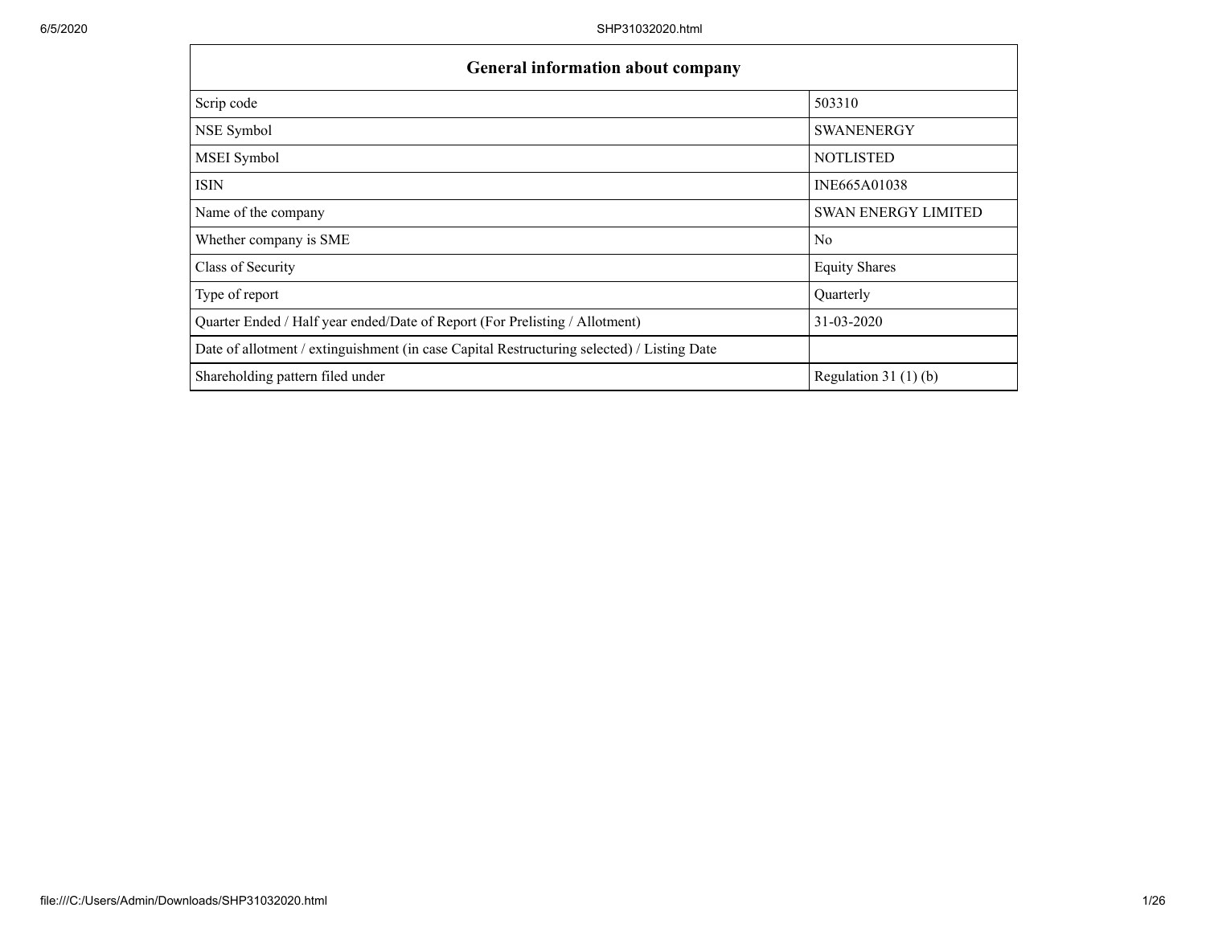| General information about company | |
|---|---|
| Scrip code | 503310 |
| NSE Symbol | SWANENERGY |
| MSEI Symbol | NOTLISTED |
| ISIN | INE665A01038 |
| Name of the company | SWAN ENERGY LIMITED |
| Whether company is SME | No |
| Class of Security | Equity Shares |
| Type of report | Quarterly |
| Quarter Ended / Half year ended/Date of Report (For Prelisting / Allotment) | 31-03-2020 |
| Date of allotment / extinguishment (in case Capital Restructuring selected) / Listing Date | |
| Shareholding pattern filed under | Regulation 31 (1) (b) |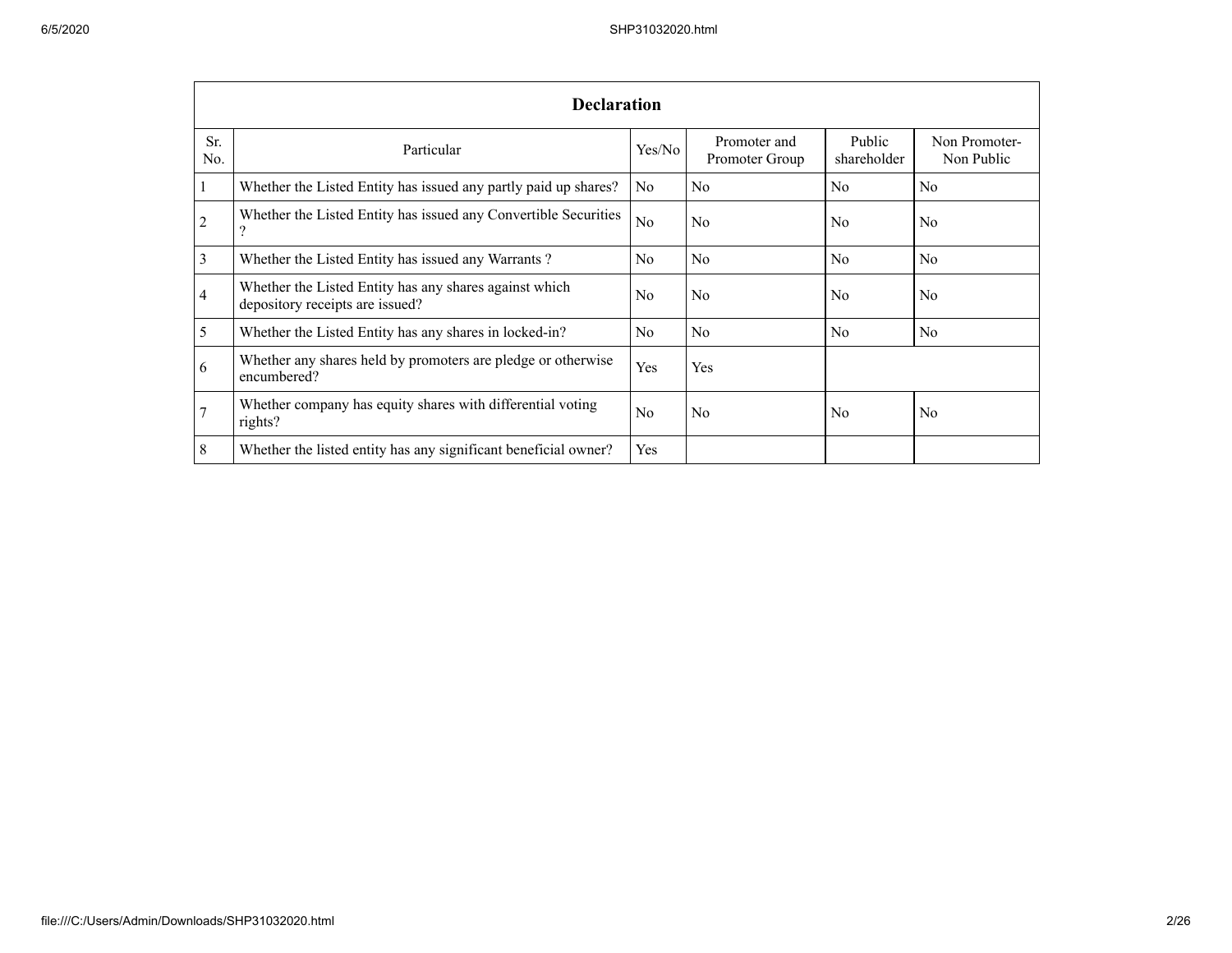| Declaration | | | | | |
|---|---|---|---|---|---|
| Sr. No. | Particular | Yes/No | Promoter and Promoter Group | Public shareholder | Non Promoter- Non Public |
| 1 | Whether the Listed Entity has issued any partly paid up shares? | No | No | No | No |
| 2 | Whether the Listed Entity has issued any Convertible Securities ? | No | No | No | No |
| 3 | Whether the Listed Entity has issued any Warrants ? | No | No | No | No |
| 4 | Whether the Listed Entity has any shares against which depository receipts are issued? | No | No | No | No |
| 5 | Whether the Listed Entity has any shares in locked-in? | No | No | No | No |
| 6 | Whether any shares held by promoters are pledge or otherwise encumbered? | Yes | Yes | | |
| 7 | Whether company has equity shares with differential voting rights? | No | No | No | No |
| 8 | Whether the listed entity has any significant beneficial owner? | Yes | | | |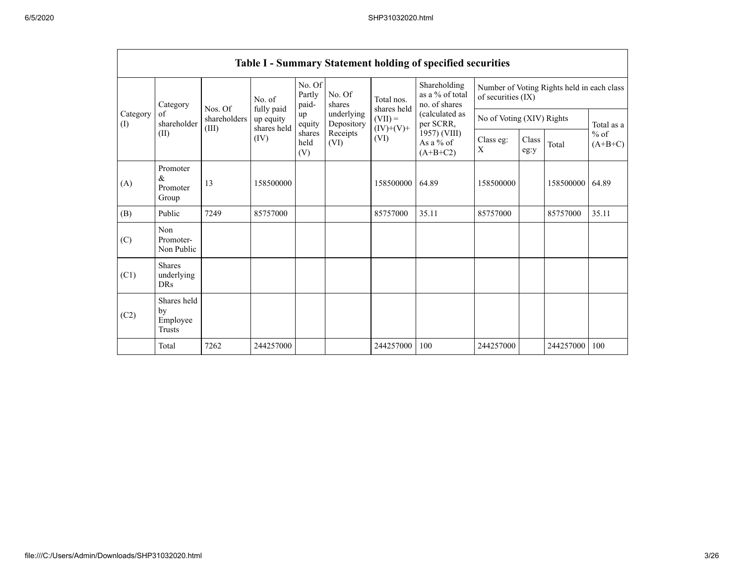| Table I - Summary Statement holding of specified securities | | | | | | | | | | | | |
|---|---|---|---|---|---|---|---|---|---|---|---|---|
| Category (I) | Category of shareholder (II) | Nos. Of shareholders (III) | No. of fully paid up equity shares held (IV) | No. Of Partly paid-up equity shares held (V) | No. Of shares underlying Depository Receipts (VI) | Total nos. shares held (VII) = (IV)+(V)+ (VI) | Shareholding as a % of total no. of shares (calculated as per SCRR, 1957) (VIII) As a % of (A+B+C2) | Number of Voting Rights held in each class of securities (IX) | | | |
| | | | | | | | | No of Voting (XIV) Rights | | | Total as a % of (A+B+C) |
| | | | | | | | | Class eg: X | Class eg:y | Total | |
| (A) | Promoter & Promoter Group | 13 | 158500000 | | | 158500000 | 64.89 | 158500000 | | 158500000 | 64.89 |
| (B) | Public | 7249 | 85757000 | | | 85757000 | 35.11 | 85757000 | | 85757000 | 35.11 |
| (C) | Non Promoter- Non Public | | | | | | | | | | |
| (C1) | Shares underlying DRs | | | | | | | | | | |
| (C2) | Shares held by Employee Trusts | | | | | | | | | | |
| | Total | 7262 | 244257000 | | | 244257000 | 100 | 244257000 | | 244257000 | 100 |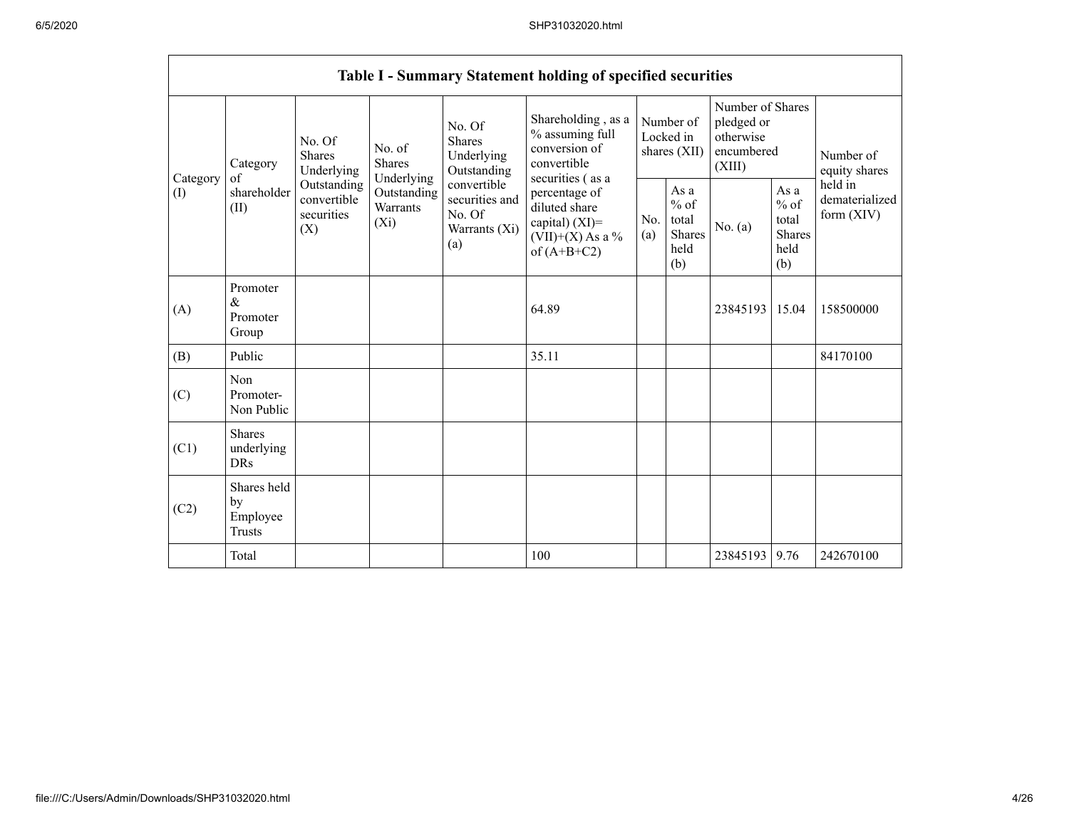| Table I - Summary Statement holding of specified securities | | | | | | | | | | |
|---|---|---|---|---|---|---|---|---|---|---|
| Category (I) | Category of shareholder (II) | No. Of Shares Underlying Outstanding convertible securities (X) | No. of Shares Underlying Outstanding Warrants (Xi) | No. Of Shares Underlying Outstanding convertible securities and No. Of Warrants (Xi) (a) | Shareholding , as a % assuming full conversion of convertible securities ( as a percentage of diluted share capital) (XI)= (VII)+(X) As a % of (A+B+C2) | Number of Locked in shares (XII) | | Number of Shares pledged or otherwise encumbered (XIII) | | Number of equity shares held in dematerialized form (XIV) |
| | | | | | | No. (a) | As a % of total Shares held (b) | No. (a) | As a % of total Shares held (b) | |
| (A) | Promoter & Promoter Group | | | | 64.89 | | | 23845193 | 15.04 | 158500000 |
| (B) | Public | | | | 35.11 | | | | | 84170100 |
| (C) | Non Promoter- Non Public | | | | | | | | | |
| (C1) | Shares underlying DRs | | | | | | | | | |
| (C2) | Shares held by Employee Trusts | | | | | | | | | |
| | Total | | | | 100 | | | 23845193 | 9.76 | 242670100 |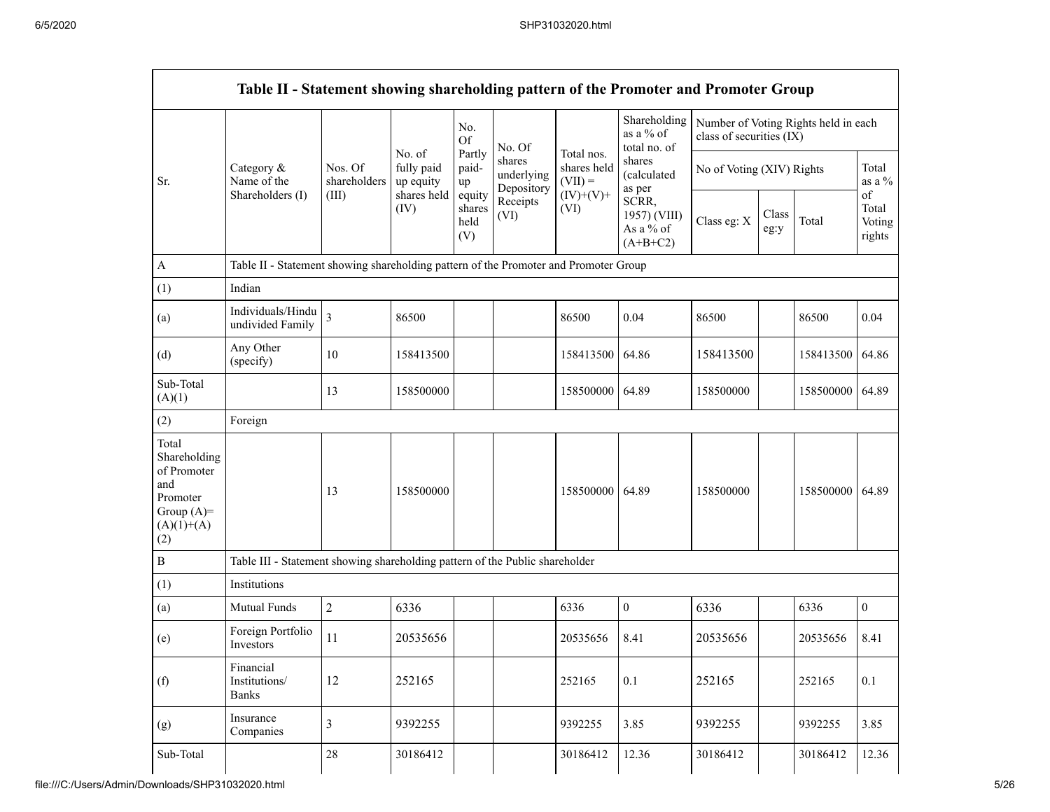| Table II - Statement showing shareholding pattern of the Promoter and Promoter Group | | | | | | | | | | | | |
|---|---|---|---|---|---|---|---|---|---|---|---|---|
| Sr. | Category & Name of the Shareholders (I) | Nos. Of shareholders (III) | No. of fully paid up equity shares held (IV) | No. Of Partly paid-up equity shares held (V) | No. Of shares underlying Depository Receipts (VI) | Total nos. shares held (VII) = (IV)+(V)+ (VI) | Shareholding as a % of total no. of shares (calculated as per SCRR, 1957) (VIII) As a % of (A+B+C2) | Number of Voting Rights held in each class of securities (IX) | | | |
| | | | | | | | | No of Voting (XIV) Rights | | | Total as a % of Total Voting rights |
| | | | | | | | | Class eg: X | Class eg:y | Total | |
| A | Table II - Statement showing shareholding pattern of the Promoter and Promoter Group | | | | | | | | | | |
| (1) | Indian | | | | | | | | | | |
| (a) | Individuals/Hindu undivided Family | 3 | 86500 | | | 86500 | 0.04 | 86500 | | 86500 | 0.04 |
| (d) | Any Other (specify) | 10 | 158413500 | | | 158413500 | 64.86 | 158413500 | | 158413500 | 64.86 |
| Sub-Total (A)(1) | | 13 | 158500000 | | | 158500000 | 64.89 | 158500000 | | 158500000 | 64.89 |
| (2) | Foreign | | | | | | | | | | |
| Total Shareholding of Promoter and Promoter Group (A)=(A)(1)+(A)(2) | | 13 | 158500000 | | | 158500000 | 64.89 | 158500000 | | 158500000 | 64.89 |
| B | Table III - Statement showing shareholding pattern of the Public shareholder | | | | | | | | | | |
| (1) | Institutions | | | | | | | | | | |
| (a) | Mutual Funds | 2 | 6336 | | | 6336 | 0 | 6336 | | 6336 | 0 |
| (e) | Foreign Portfolio Investors | 11 | 20535656 | | | 20535656 | 8.41 | 20535656 | | 20535656 | 8.41 |
| (f) | Financial Institutions/ Banks | 12 | 252165 | | | 252165 | 0.1 | 252165 | | 252165 | 0.1 |
| (g) | Insurance Companies | 3 | 9392255 | | | 9392255 | 3.85 | 9392255 | | 9392255 | 3.85 |
| Sub-Total | | 28 | 30186412 | | | 30186412 | 12.36 | 30186412 | | 30186412 | 12.36 |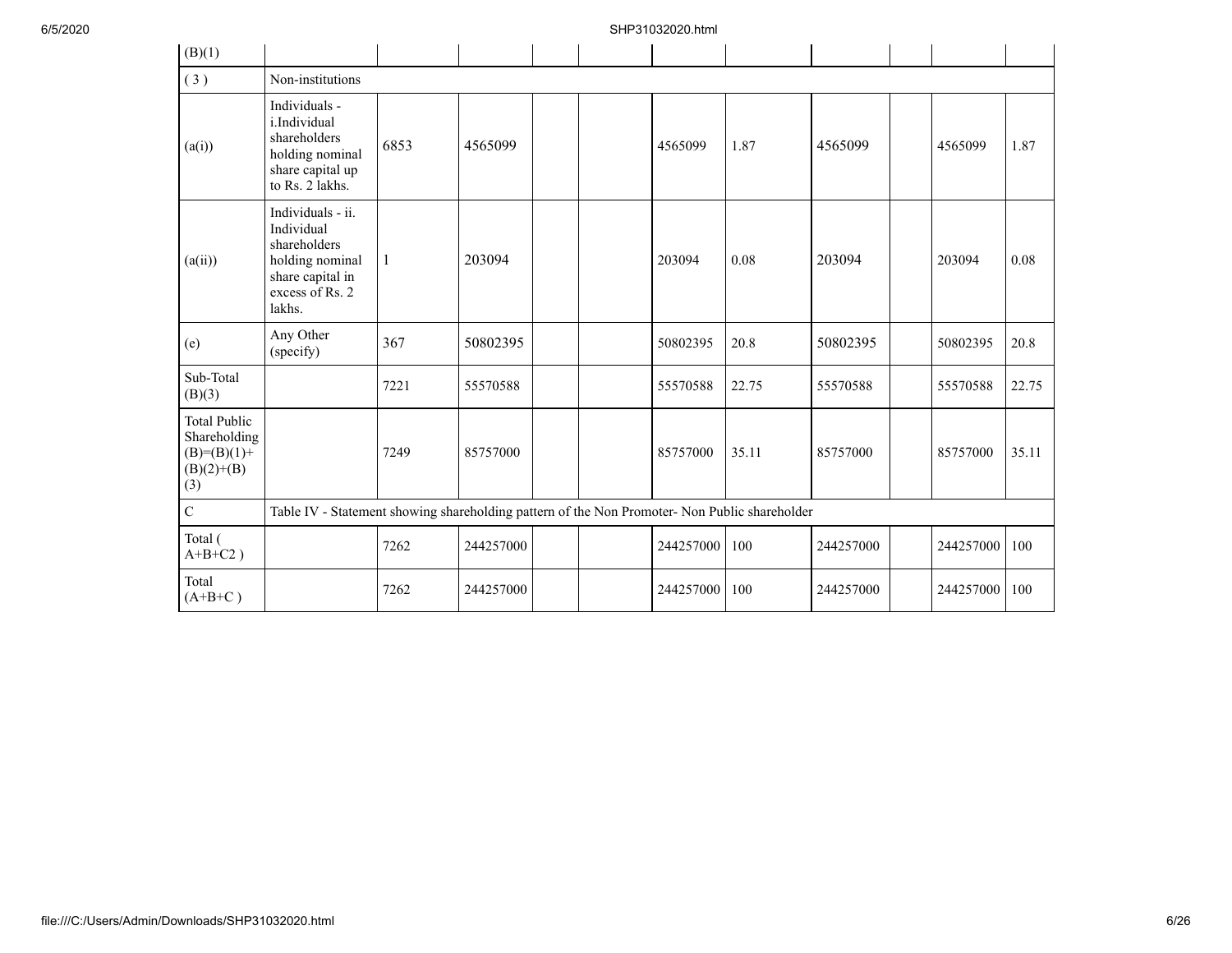| (B)(1) | | | | | | | | | | | |
|---|---|---|---|---|---|---|---|---|---|---|---|
| ( 3 ) | Non-institutions | | | | | | | | | | |
| (a(i)) | Individuals - i.Individual shareholders holding nominal share capital up to Rs. 2 lakhs. | 6853 | 4565099 | | | 4565099 | 1.87 | 4565099 | | 4565099 | 1.87 |
| (a(ii)) | Individuals - ii. Individual shareholders holding nominal share capital in excess of Rs. 2 lakhs. | 1 | 203094 | | | 203094 | 0.08 | 203094 | | 203094 | 0.08 |
| (e) | Any Other (specify) | 367 | 50802395 | | | 50802395 | 20.8 | 50802395 | | 50802395 | 20.8 |
| Sub-Total (B)(3) | | 7221 | 55570588 | | | 55570588 | 22.75 | 55570588 | | 55570588 | 22.75 |
| Total Public Shareholding (B)=(B)(1)+(B)(2)+(B)(3) | | 7249 | 85757000 | | | 85757000 | 35.11 | 85757000 | | 85757000 | 35.11 |
| C | Table IV - Statement showing shareholding pattern of the Non Promoter- Non Public shareholder | | | | | | | | | | |
| Total ( A+B+C2 ) | | 7262 | 244257000 | | | 244257000 | 100 | 244257000 | | 244257000 | 100 |
| Total (A+B+C ) | | 7262 | 244257000 | | | 244257000 | 100 | 244257000 | | 244257000 | 100 |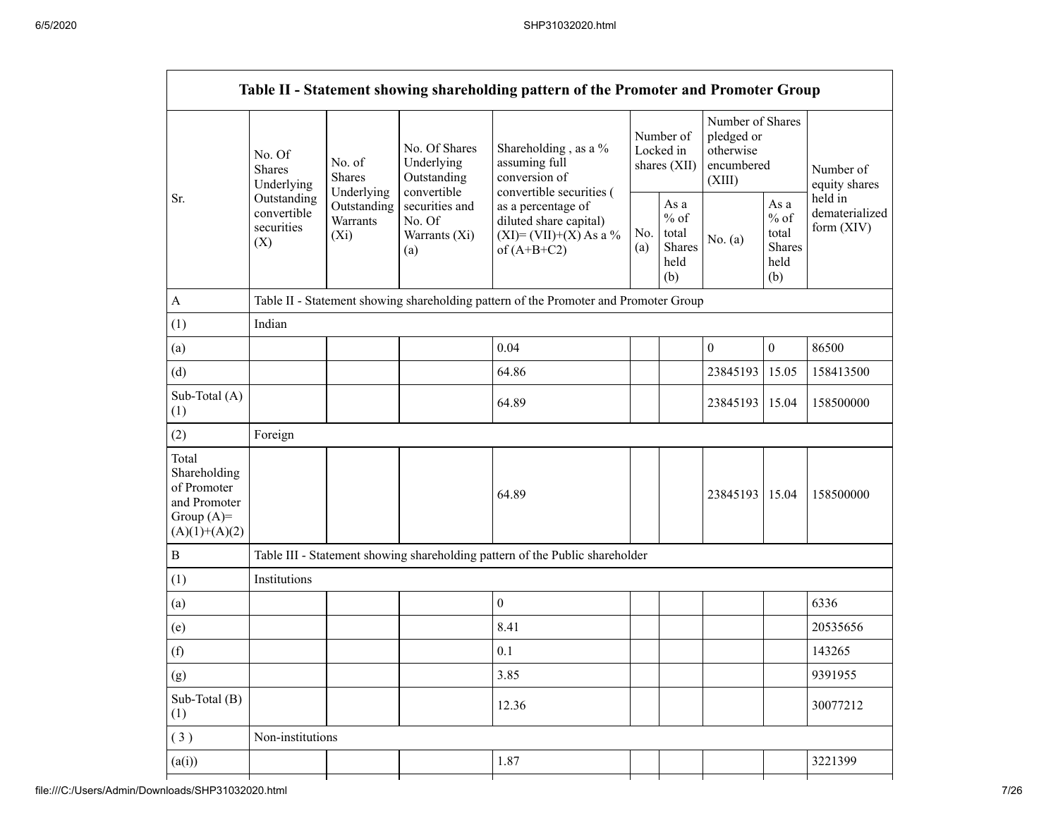| Table II - Statement showing shareholding pattern of the Promoter and Promoter Group | | | | | | | | | |
|---|---|---|---|---|---|---|---|---|---|
| Sr. | No. Of Shares Underlying Outstanding convertible securities (X) | No. of Shares Underlying Outstanding Warrants (Xi) | No. Of Shares Underlying Outstanding convertible securities and No. Of Warrants (Xi) (a) | Shareholding , as a % assuming full conversion of convertible securities ( as a percentage of diluted share capital) (XI)= (VII)+(X) As a % of (A+B+C2) | Number of Locked in shares (XII) | | Number of Shares pledged or otherwise encumbered (XIII) | | Number of equity shares held in dematerialized form (XIV) |
| | | | | | No. (a) | As a % of total Shares held (b) | No. (a) | As a % of total Shares held (b) | |
| A | Table II - Statement showing shareholding pattern of the Promoter and Promoter Group | | | | | | | | |
| (1) | Indian | | | | | | | | |
| (a) | | | | 0.04 | | | 0 | 0 | 86500 |
| (d) | | | | 64.86 | | | 23845193 | 15.05 | 158413500 |
| Sub-Total (A) (1) | | | | 64.89 | | | 23845193 | 15.04 | 158500000 |
| (2) | Foreign | | | | | | | | |
| Total Shareholding of Promoter and Promoter Group (A)= (A)(1)+(A)(2) | | | | 64.89 | | | 23845193 | 15.04 | 158500000 |
| B | Table III - Statement showing shareholding pattern of the Public shareholder | | | | | | | | |
| (1) | Institutions | | | | | | | | |
| (a) | | | | 0 | | | | | 6336 |
| (e) | | | | 8.41 | | | | | 20535656 |
| (f) | | | | 0.1 | | | | | 143265 |
| (g) | | | | 3.85 | | | | | 9391955 |
| Sub-Total (B) (1) | | | | 12.36 | | | | | 30077212 |
| ( 3 ) | Non-institutions | | | | | | | | |
| (a(i)) | | | | 1.87 | | | | | 3221399 |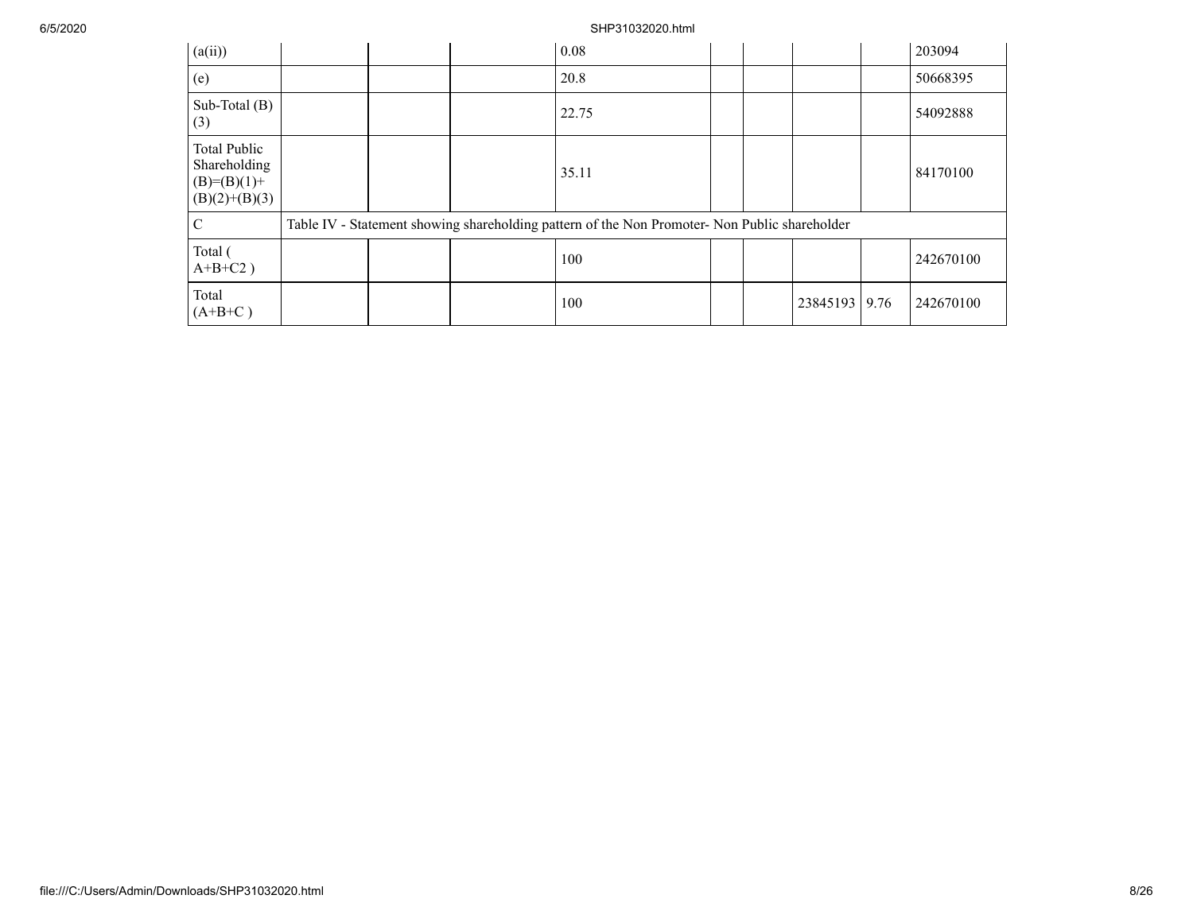| (a(ii)) | | | | 0.08 | | | | | 203094 |
|---|---|---|---|---|---|---|---|---|---|
| (e) | | | | 20.8 | | | | | 50668395 |
| Sub-Total (B)(3) | | | | 22.75 | | | | | 54092888 |
| Total Public Shareholding (B)=(B)(1)+(B)(2)+(B)(3) | | | | 35.11 | | | | | 84170100 |
| C | Table IV - Statement showing shareholding pattern of the Non Promoter- Non Public shareholder | | | | | | | | |
| Total ( A+B+C2 ) | | | | 100 | | | | | 242670100 |
| Total (A+B+C ) | | | | 100 | | | 23845193 | 9.76 | 242670100 |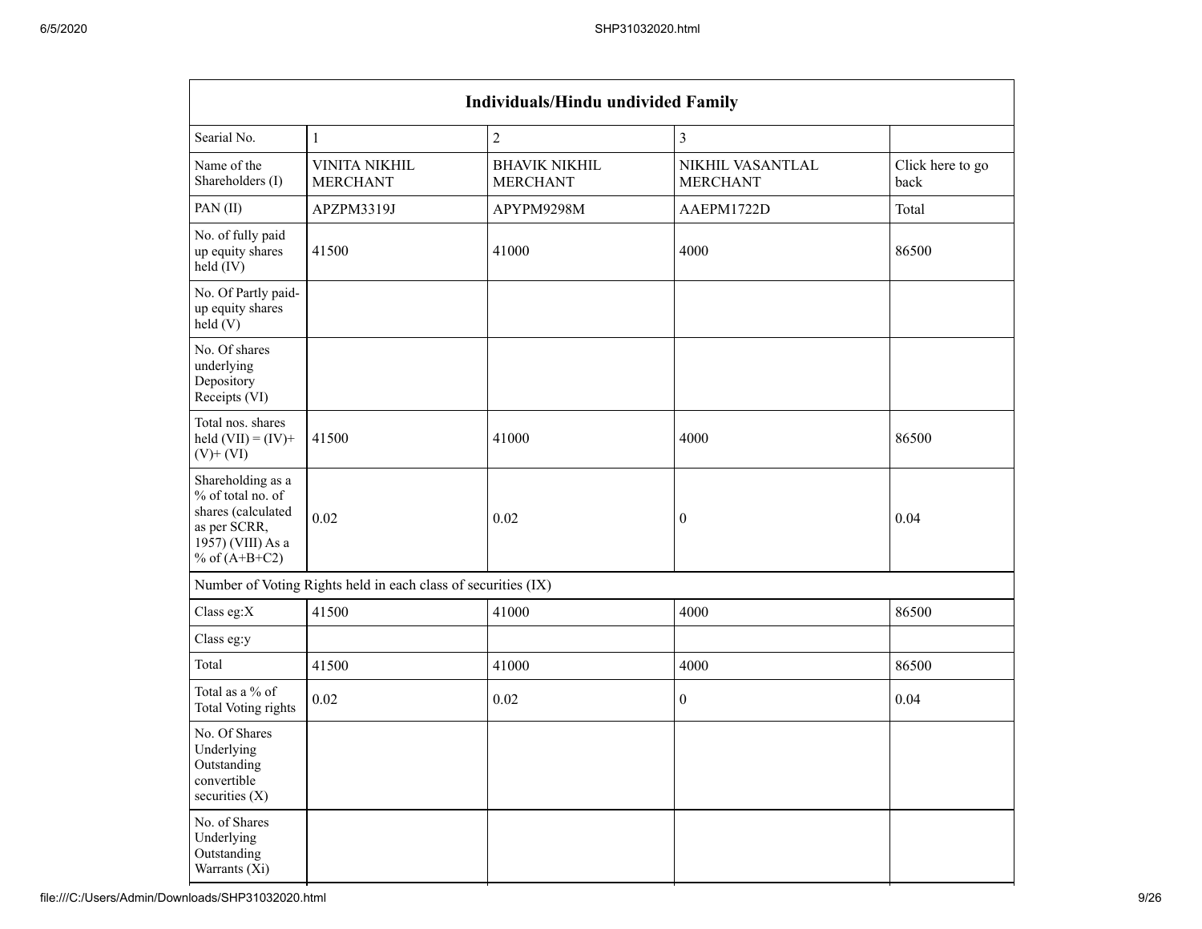| Individuals/Hindu undivided Family | | | | |
|---|---|---|---|---|
| Searial No. | 1 | 2 | 3 | |
| Name of the Shareholders (I) | VINITA NIKHIL MERCHANT | BHAVIK NIKHIL MERCHANT | NIKHIL VASANTLAL MERCHANT | Click here to go back |
| PAN (II) | APZPM3319J | APYPM9298M | AAEPM1722D | Total |
| No. of fully paid up equity shares held (IV) | 41500 | 41000 | 4000 | 86500 |
| No. Of Partly paid-up equity shares held (V) | | | | |
| No. Of shares underlying Depository Receipts (VI) | | | | |
| Total nos. shares held (VII) = (IV)+ (V)+ (VI) | 41500 | 41000 | 4000 | 86500 |
| Shareholding as a % of total no. of shares (calculated as per SCRR, 1957) (VIII) As a % of (A+B+C2) | 0.02 | 0.02 | 0 | 0.04 |
| Number of Voting Rights held in each class of securities (IX) | | | | |
| Class eg:X | 41500 | 41000 | 4000 | 86500 |
| Class eg:y | | | | |
| Total | 41500 | 41000 | 4000 | 86500 |
| Total as a % of Total Voting rights | 0.02 | 0.02 | 0 | 0.04 |
| No. Of Shares Underlying Outstanding convertible securities (X) | | | | |
| No. of Shares Underlying Outstanding Warrants (Xi) | | | | |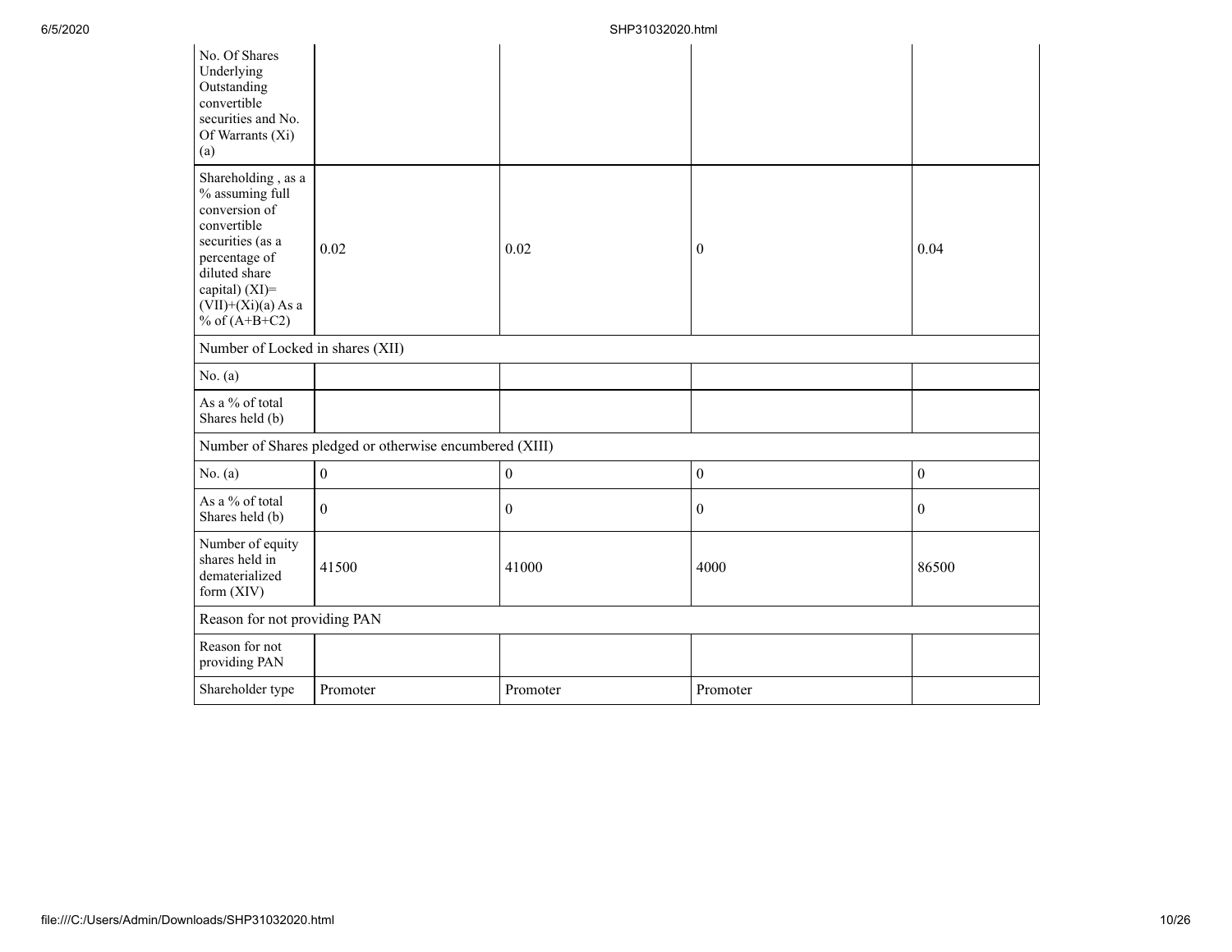| No. Of Shares Underlying Outstanding convertible securities and No. Of Warrants (Xi) (a) | | | | |
|---|---|---|---|---|
| Shareholding , as a % assuming full conversion of convertible securities (as a percentage of diluted share capital) (XI)= (VII)+(Xi)(a) As a % of (A+B+C2) | 0.02 | 0.02 | 0 | 0.04 |
| Number of Locked in shares (XII) | | | | |
| No. (a) | | | | |
| As a % of total Shares held (b) | | | | |
| Number of Shares pledged or otherwise encumbered (XIII) | | | | |
| No. (a) | 0 | 0 | 0 | 0 |
| As a % of total Shares held (b) | 0 | 0 | 0 | 0 |
| Number of equity shares held in dematerialized form (XIV) | 41500 | 41000 | 4000 | 86500 |
| Reason for not providing PAN | | | | |
| Reason for not providing PAN | | | | |
| Shareholder type | Promoter | Promoter | Promoter | |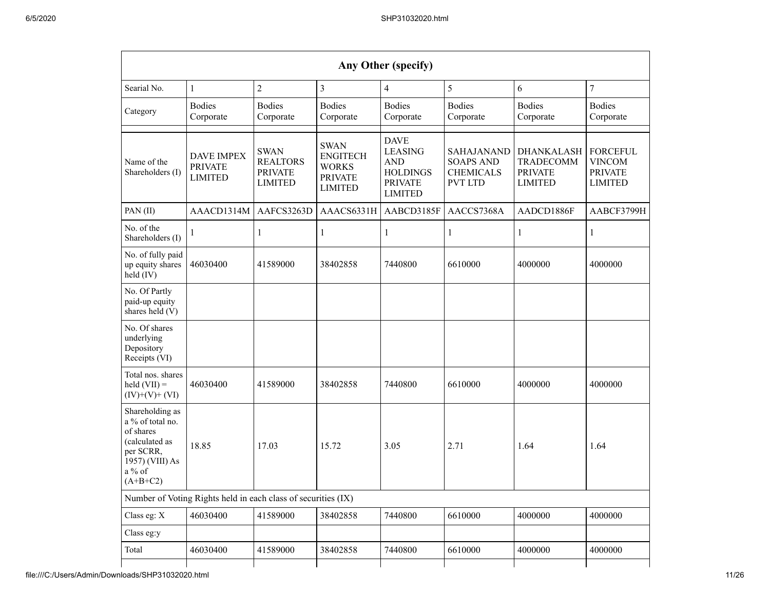| Any Other (specify) | | | | | | | |
|---|---|---|---|---|---|---|---|
| Searial No. | 1 | 2 | 3 | 4 | 5 | 6 | 7 |
| Category | Bodies Corporate | Bodies Corporate | Bodies Corporate | Bodies Corporate | Bodies Corporate | Bodies Corporate | Bodies Corporate |
| Name of the Shareholders (I) | DAVE IMPEX PRIVATE LIMITED | SWAN REALTORS PRIVATE LIMITED | SWAN ENGITECH WORKS PRIVATE LIMITED | DAVE LEASING AND HOLDINGS PRIVATE LIMITED | SAHAJANAND SOAPS AND CHEMICALS PVT LTD | DHANKALASH TRADECOMM PRIVATE LIMITED | FORCEFUL VINCOM PRIVATE LIMITED |
| PAN (II) | AAACD1314M | AAFCS3263D | AAACS6331H | AABCD3185F | AACCS7368A | AADCD1886F | AABCF3799H |
| No. of the Shareholders (I) | 1 | 1 | 1 | 1 | 1 | 1 | 1 |
| No. of fully paid up equity shares held (IV) | 46030400 | 41589000 | 38402858 | 7440800 | 6610000 | 4000000 | 4000000 |
| No. Of Partly paid-up equity shares held (V) | | | | | | | |
| No. Of shares underlying Depository Receipts (VI) | | | | | | | |
| Total nos. shares held (VII) = (IV)+(V)+ (VI) | 46030400 | 41589000 | 38402858 | 7440800 | 6610000 | 4000000 | 4000000 |
| Shareholding as a % of total no. of shares (calculated as per SCRR, 1957) (VIII) As a % of (A+B+C2) | 18.85 | 17.03 | 15.72 | 3.05 | 2.71 | 1.64 | 1.64 |
| Number of Voting Rights held in each class of securities (IX) | | | | | | | |
| Class eg: X | 46030400 | 41589000 | 38402858 | 7440800 | 6610000 | 4000000 | 4000000 |
| Class eg:y | | | | | | | |
| Total | 46030400 | 41589000 | 38402858 | 7440800 | 6610000 | 4000000 | 4000000 |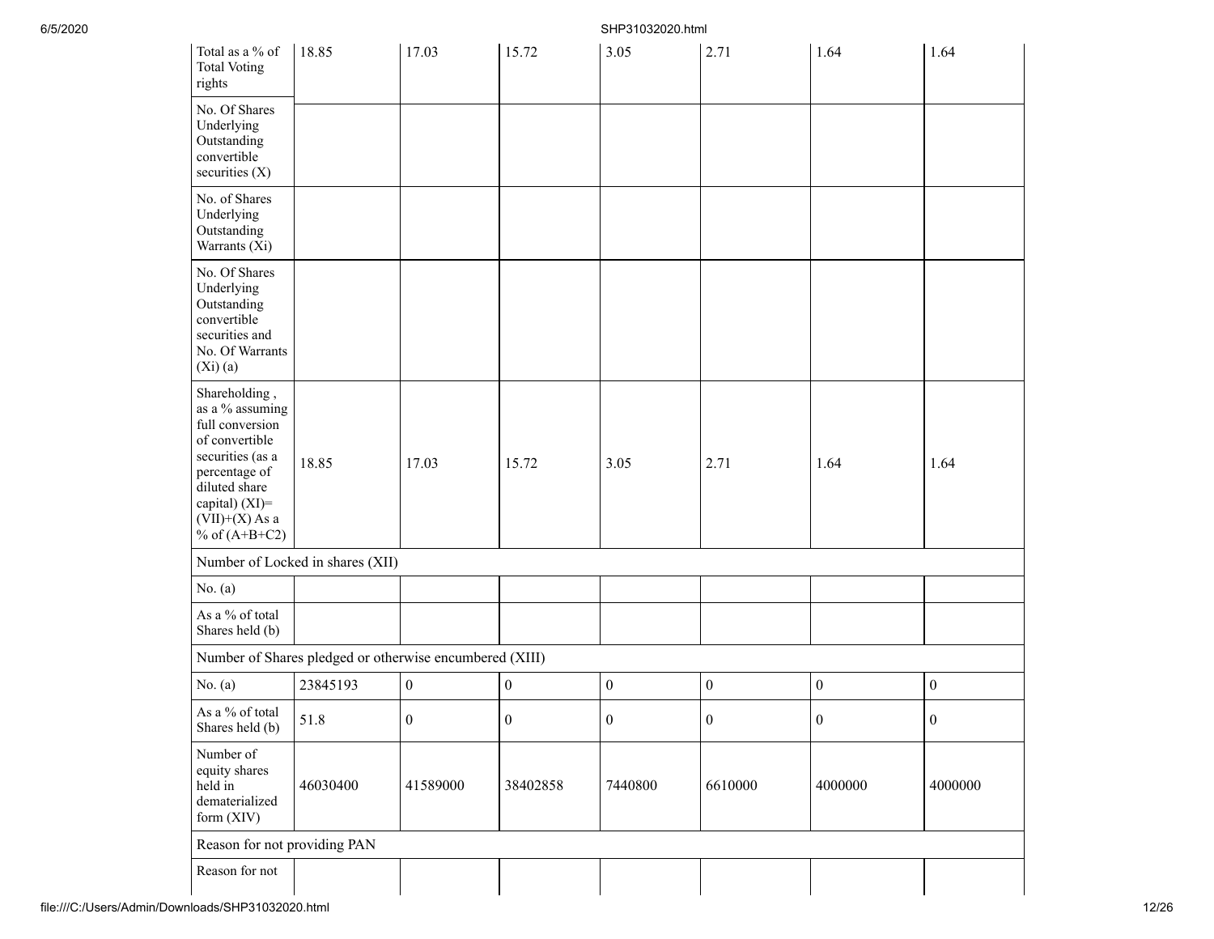| | | | | | | | |
|---|---|---|---|---|---|---|---|
| Total as a % of Total Voting rights | 18.85 | 17.03 | 15.72 | 3.05 | 2.71 | 1.64 | 1.64 |
| No. Of Shares Underlying Outstanding convertible securities (X) | | | | | | | |
| No. of Shares Underlying Outstanding Warrants (Xi) | | | | | | | |
| No. Of Shares Underlying Outstanding convertible securities and No. Of Warrants (Xi) (a) | | | | | | | |
| Shareholding , as a % assuming full conversion of convertible securities (as a percentage of diluted share capital) (XI)= (VII)+(X) As a % of (A+B+C2) | 18.85 | 17.03 | 15.72 | 3.05 | 2.71 | 1.64 | 1.64 |
| Number of Locked in shares (XII) | | | | | | | |
| No. (a) | | | | | | | |
| As a % of total Shares held (b) | | | | | | | |
| Number of Shares pledged or otherwise encumbered (XIII) | | | | | | | |
| No. (a) | 23845193 | 0 | 0 | 0 | 0 | 0 | 0 |
| As a % of total Shares held (b) | 51.8 | 0 | 0 | 0 | 0 | 0 | 0 |
| Number of equity shares held in dematerialized form (XIV) | 46030400 | 41589000 | 38402858 | 7440800 | 6610000 | 4000000 | 4000000 |
| Reason for not providing PAN | | | | | | | |
| Reason for not | | | | | | | |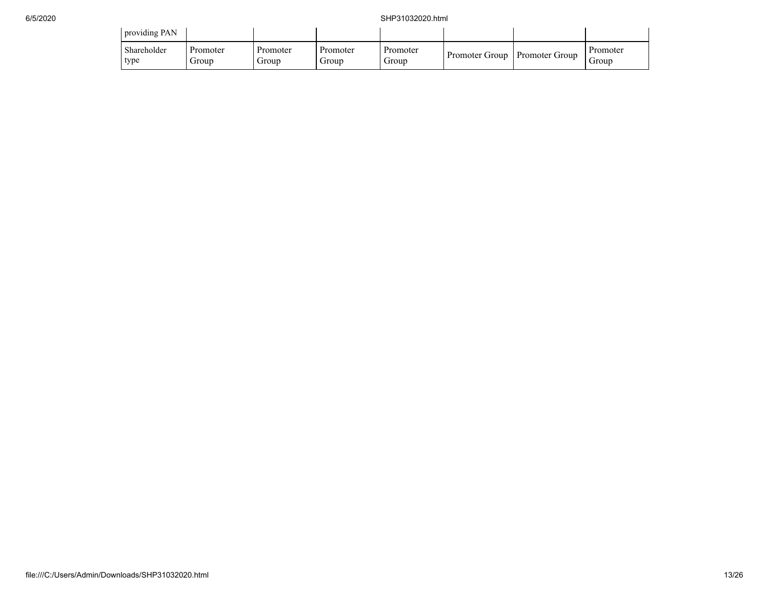| providing PAN | | | | | | | |
|---|---|---|---|---|---|---|---|
| Shareholder type | Promoter Group | Promoter Group | Promoter Group | Promoter Group | Promoter Group | Promoter Group | Promoter Group |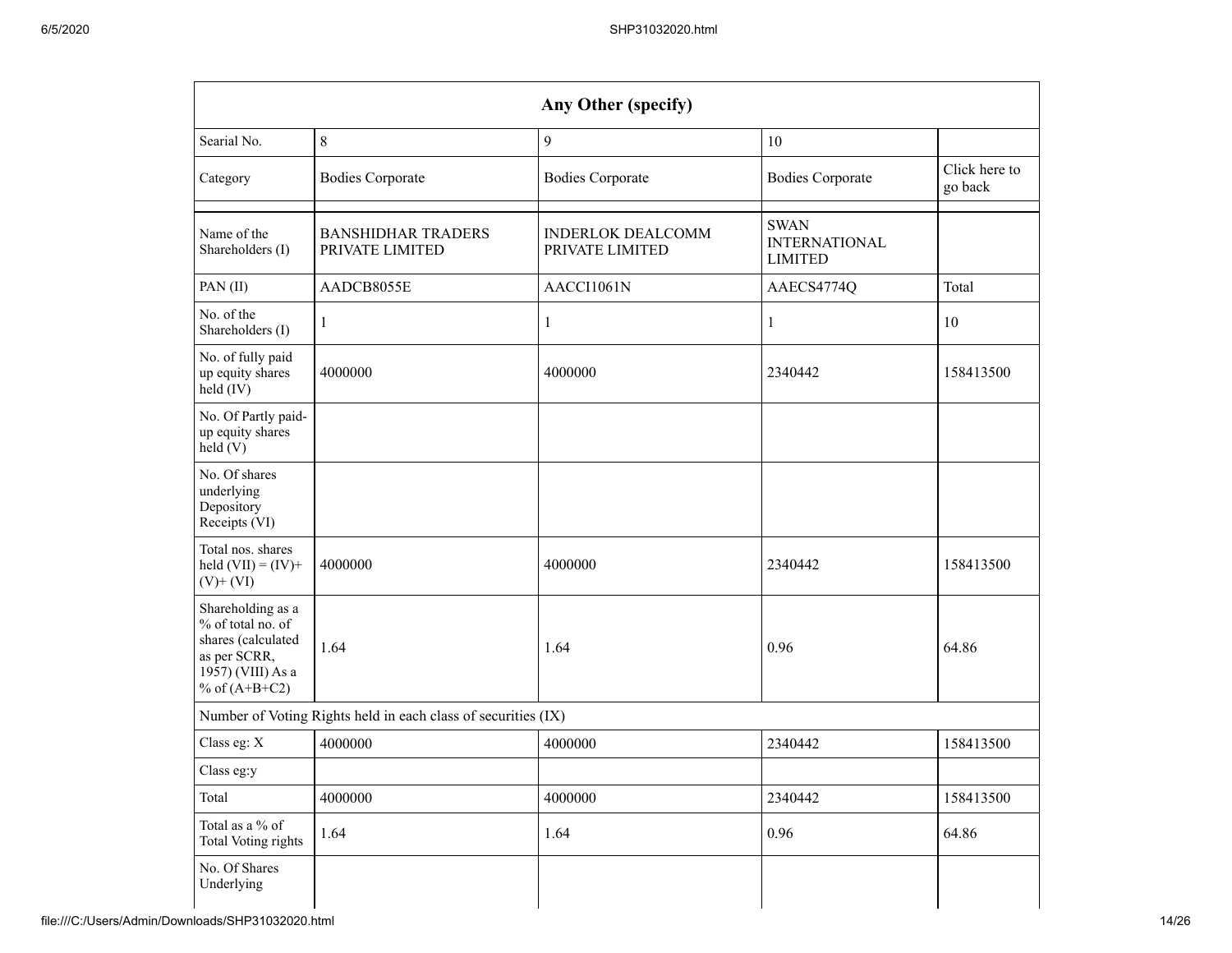| Any Other (specify) | | | | |
|---|---|---|---|---|
| Searial No. | 8 | 9 | 10 | |
| Category | Bodies Corporate | Bodies Corporate | Bodies Corporate | Click here to go back |
| | | | | |
| Name of the Shareholders (I) | BANSHIDHAR TRADERS PRIVATE LIMITED | INDERLOK DEALCOMM PRIVATE LIMITED | SWAN INTERNATIONAL LIMITED | |
| PAN (II) | AADCB8055E | AACCI1061N | AAECS4774Q | Total |
| No. of the Shareholders (I) | 1 | 1 | 1 | 10 |
| No. of fully paid up equity shares held (IV) | 4000000 | 4000000 | 2340442 | 158413500 |
| No. Of Partly paid-up equity shares held (V) | | | | |
| No. Of shares underlying Depository Receipts (VI) | | | | |
| Total nos. shares held (VII) = (IV)+ (V)+ (VI) | 4000000 | 4000000 | 2340442 | 158413500 |
| Shareholding as a % of total no. of shares (calculated as per SCRR, 1957) (VIII) As a % of (A+B+C2) | 1.64 | 1.64 | 0.96 | 64.86 |
| Number of Voting Rights held in each class of securities (IX) | | | | |
| Class eg: X | 4000000 | 4000000 | 2340442 | 158413500 |
| Class eg:y | | | | |
| Total | 4000000 | 4000000 | 2340442 | 158413500 |
| Total as a % of Total Voting rights | 1.64 | 1.64 | 0.96 | 64.86 |
| No. Of Shares Underlying | | | | |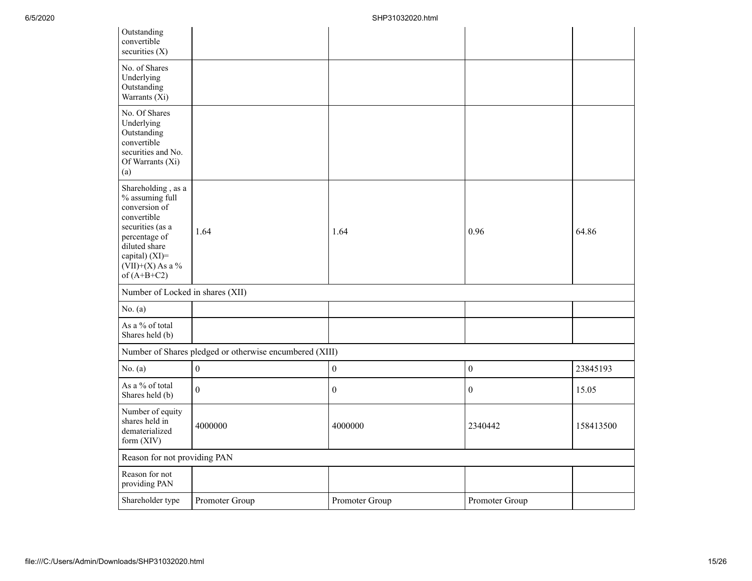| | | | | |
|---|---|---|---|---|
| Outstanding convertible securities (X) | | | | |
| No. of Shares Underlying Outstanding Warrants (Xi) | | | | |
| No. Of Shares Underlying Outstanding convertible securities and No. Of Warrants (Xi) (a) | | | | |
| Shareholding , as a % assuming full conversion of convertible securities (as a percentage of diluted share capital) (XI)= (VII)+(X) As a % of (A+B+C2) | 1.64 | 1.64 | 0.96 | 64.86 |
| Number of Locked in shares (XII) | | | | |
| No. (a) | | | | |
| As a % of total Shares held (b) | | | | |
| Number of Shares pledged or otherwise encumbered (XIII) | | | | |
| No. (a) | 0 | 0 | 0 | 23845193 |
| As a % of total Shares held (b) | 0 | 0 | 0 | 15.05 |
| Number of equity shares held in dematerialized form (XIV) | 4000000 | 4000000 | 2340442 | 158413500 |
| Reason for not providing PAN | | | | |
| Reason for not providing PAN | | | | |
| Shareholder type | Promoter Group | Promoter Group | Promoter Group | |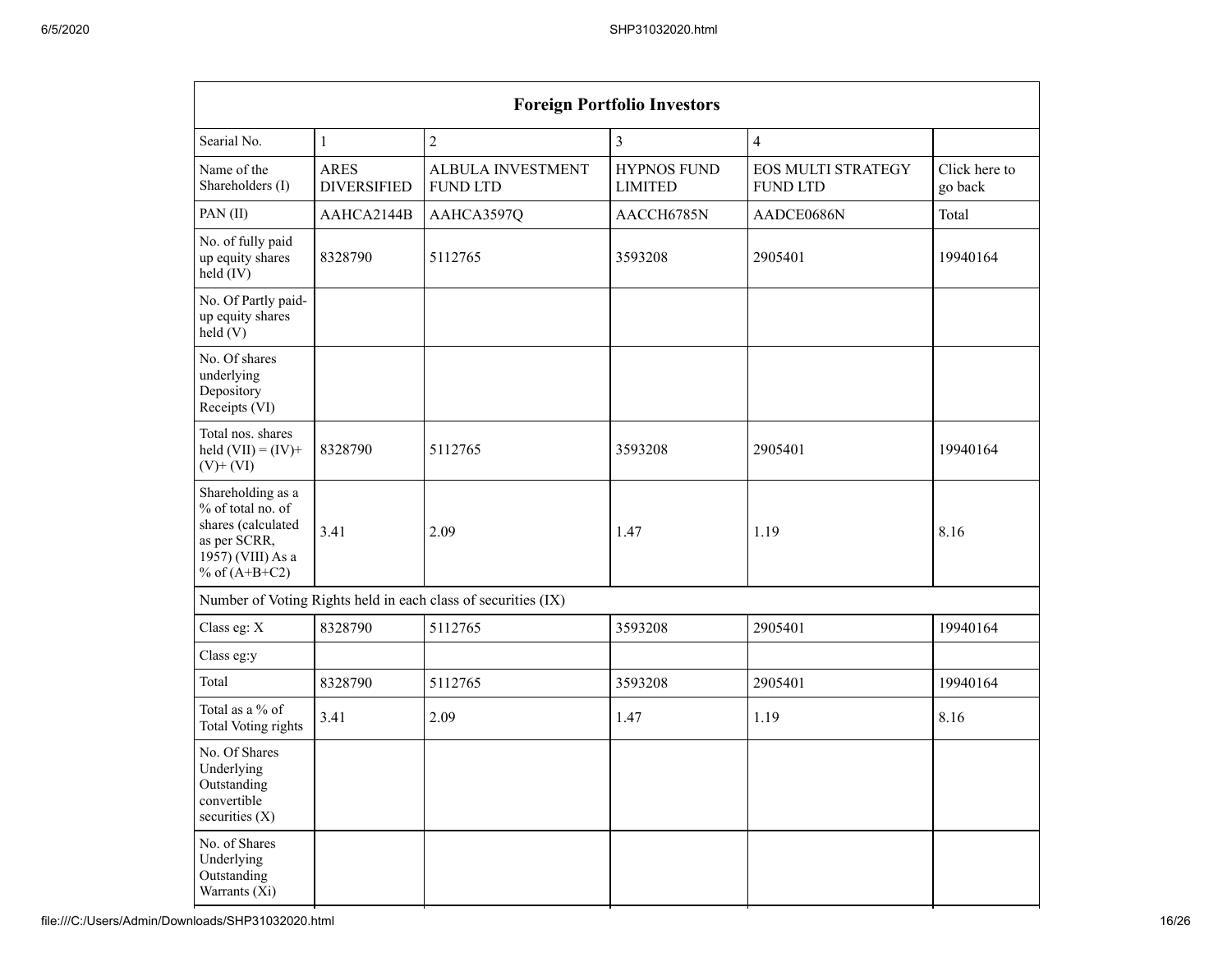| Foreign Portfolio Investors | | | | | |
|---|---|---|---|---|---|
| Searial No. | 1 | 2 | 3 | 4 | |
| Name of the Shareholders (I) | ARES DIVERSIFIED | ALBULA INVESTMENT FUND LTD | HYPNOS FUND LIMITED | EOS MULTI STRATEGY FUND LTD | Click here to go back |
| PAN (II) | AAHCA2144B | AAHCA3597Q | AACCH6785N | AADCE0686N | Total |
| No. of fully paid up equity shares held (IV) | 8328790 | 5112765 | 3593208 | 2905401 | 19940164 |
| No. Of Partly paid-up equity shares held (V) | | | | | |
| No. Of shares underlying Depository Receipts (VI) | | | | | |
| Total nos. shares held (VII) = (IV)+ (V)+ (VI) | 8328790 | 5112765 | 3593208 | 2905401 | 19940164 |
| Shareholding as a % of total no. of shares (calculated as per SCRR, 1957) (VIII) As a % of (A+B+C2) | 3.41 | 2.09 | 1.47 | 1.19 | 8.16 |
| Number of Voting Rights held in each class of securities (IX) | | | | | |
| Class eg: X | 8328790 | 5112765 | 3593208 | 2905401 | 19940164 |
| Class eg:y | | | | | |
| Total | 8328790 | 5112765 | 3593208 | 2905401 | 19940164 |
| Total as a % of Total Voting rights | 3.41 | 2.09 | 1.47 | 1.19 | 8.16 |
| No. Of Shares Underlying Outstanding convertible securities (X) | | | | | |
| No. of Shares Underlying Outstanding Warrants (Xi) | | | | | |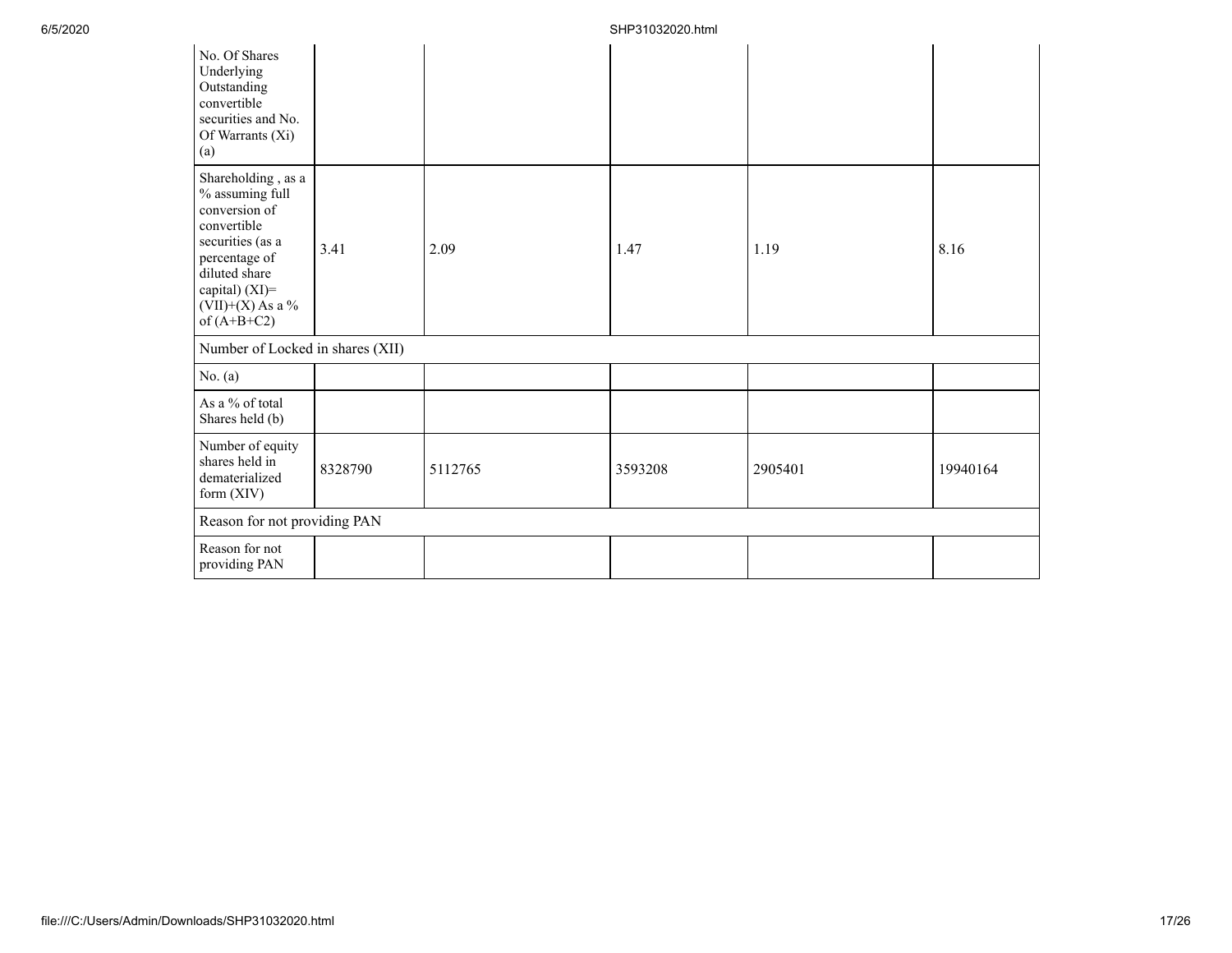| | | | | | |
|---|---|---|---|---|---|
| No. Of Shares Underlying Outstanding convertible securities and No. Of Warrants (Xi) (a) | | | | | |
| Shareholding , as a % assuming full conversion of convertible securities (as a percentage of diluted share capital) (XI)= (VII)+(X) As a % of (A+B+C2) | 3.41 | 2.09 | 1.47 | 1.19 | 8.16 |
| Number of Locked in shares (XII) | | | | | |
| No. (a) | | | | | |
| As a % of total Shares held (b) | | | | | |
| Number of equity shares held in dematerialized form (XIV) | 8328790 | 5112765 | 3593208 | 2905401 | 19940164 |
| Reason for not providing PAN | | | | | |
| Reason for not providing PAN | | | | | |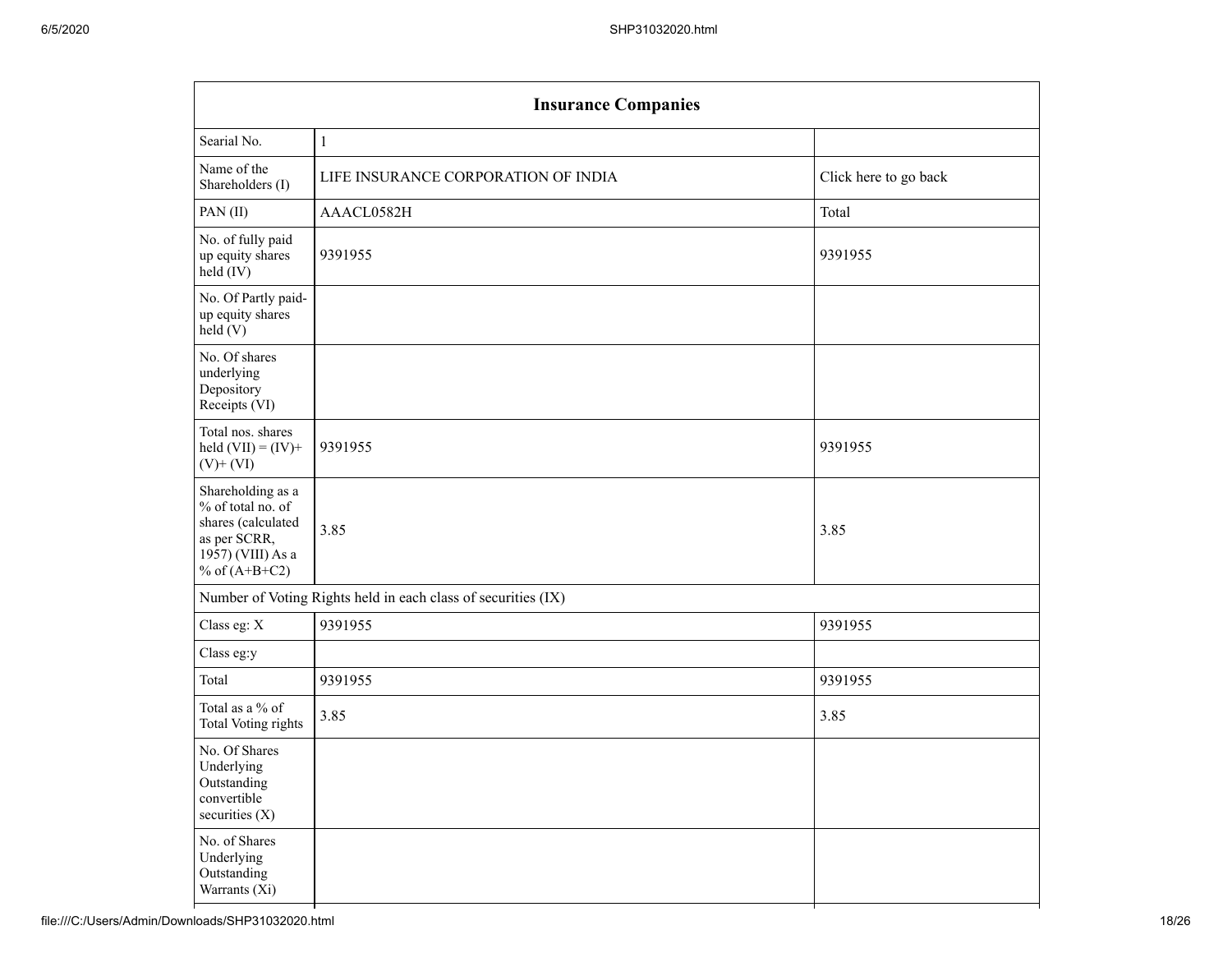| Insurance Companies | | |
|---|---|---|
| Searial No. | 1 | |
| Name of the Shareholders (I) | LIFE INSURANCE CORPORATION OF INDIA | Click here to go back |
| PAN (II) | AAACL0582H | Total |
| No. of fully paid up equity shares held (IV) | 9391955 | 9391955 |
| No. Of Partly paid-up equity shares held (V) | | |
| No. Of shares underlying Depository Receipts (VI) | | |
| Total nos. shares held (VII) = (IV)+ (V)+ (VI) | 9391955 | 9391955 |
| Shareholding as a % of total no. of shares (calculated as per SCRR, 1957) (VIII) As a % of (A+B+C2) | 3.85 | 3.85 |
| Number of Voting Rights held in each class of securities (IX) | | |
| Class eg: X | 9391955 | 9391955 |
| Class eg:y | | |
| Total | 9391955 | 9391955 |
| Total as a % of Total Voting rights | 3.85 | 3.85 |
| No. Of Shares Underlying Outstanding convertible securities (X) | | |
| No. of Shares Underlying Outstanding Warrants (Xi) | | |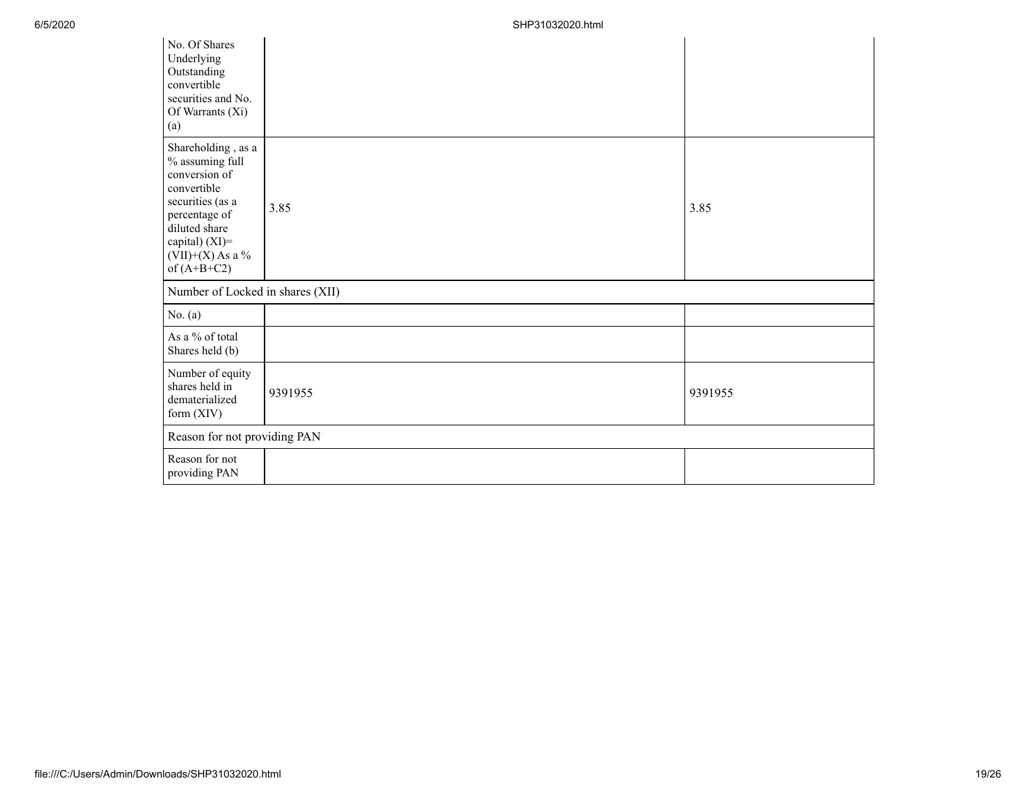| No. Of Shares Underlying Outstanding convertible securities and No. Of Warrants (Xi) (a) | | |
|---|---|---|
| Shareholding , as a % assuming full conversion of convertible securities (as a percentage of diluted share capital) (XI)= (VII)+(X) As a % of (A+B+C2) | 3.85 | 3.85 |
| Number of Locked in shares (XII) | | |
| No. (a) | | |
| As a % of total Shares held (b) | | |
| Number of equity shares held in dematerialized form (XIV) | 9391955 | 9391955 |
| Reason for not providing PAN | | |
| Reason for not providing PAN | | |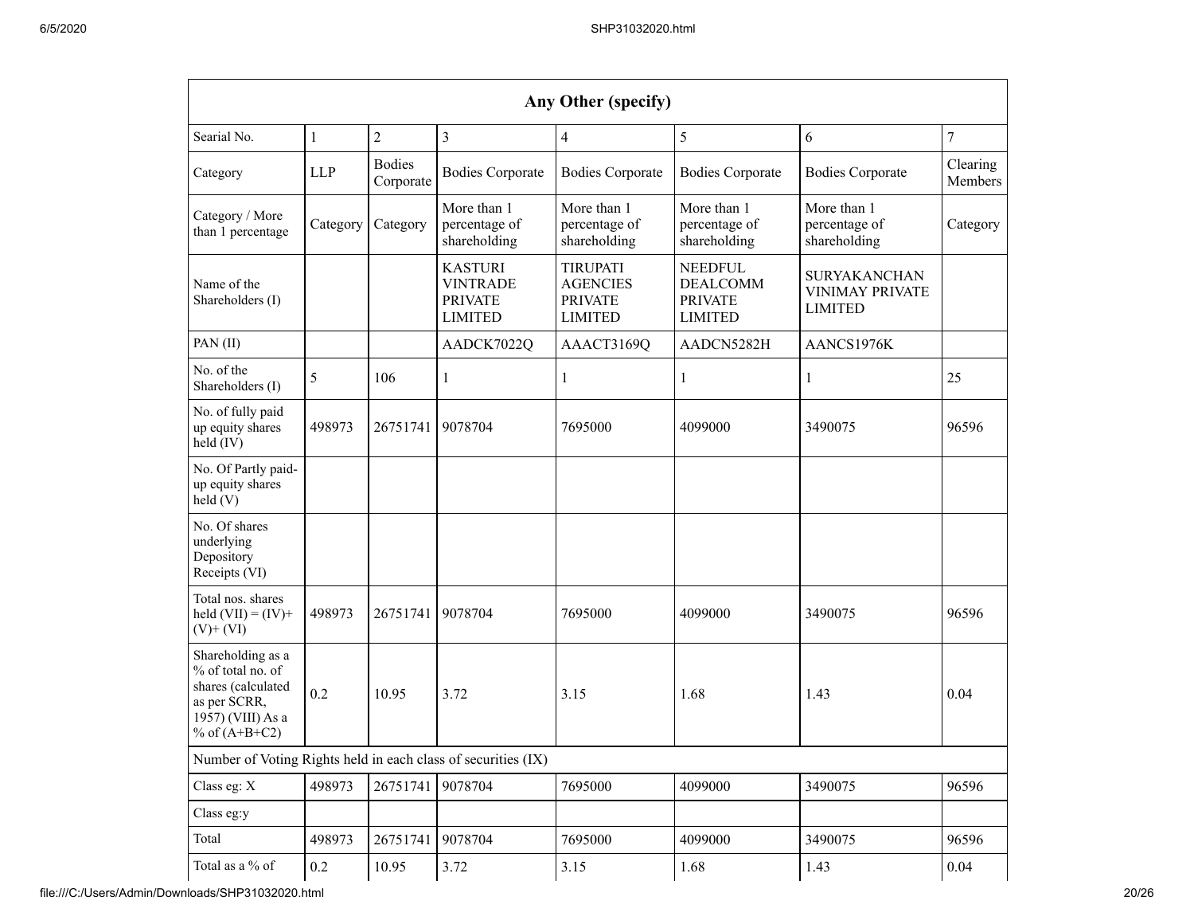| Any Other (specify) | | | | | | | |
|---|---|---|---|---|---|---|---|
| Searial No. | 1 | 2 | 3 | 4 | 5 | 6 | 7 |
| Category | LLP | Bodies Corporate | Bodies Corporate | Bodies Corporate | Bodies Corporate | Bodies Corporate | Clearing Members |
| Category / More than 1 percentage | Category | Category | More than 1 percentage of shareholding | More than 1 percentage of shareholding | More than 1 percentage of shareholding | More than 1 percentage of shareholding | Category |
| Name of the Shareholders (I) | | | KASTURI VINTRADE PRIVATE LIMITED | TIRUPATI AGENCIES PRIVATE LIMITED | NEEDFUL DEALCOMM PRIVATE LIMITED | SURYAKANCHAN VINIMAY PRIVATE LIMITED | |
| PAN (II) | | | AADCK7022Q | AAACT3169Q | AADCN5282H | AANCS1976K | |
| No. of the Shareholders (I) | 5 | 106 | 1 | 1 | 1 | 1 | 25 |
| No. of fully paid up equity shares held (IV) | 498973 | 26751741 | 9078704 | 7695000 | 4099000 | 3490075 | 96596 |
| No. Of Partly paid-up equity shares held (V) | | | | | | | |
| No. Of shares underlying Depository Receipts (VI) | | | | | | | |
| Total nos. shares held (VII) = (IV)+ (V)+ (VI) | 498973 | 26751741 | 9078704 | 7695000 | 4099000 | 3490075 | 96596 |
| Shareholding as a % of total no. of shares (calculated as per SCRR, 1957) (VIII) As a % of (A+B+C2) | 0.2 | 10.95 | 3.72 | 3.15 | 1.68 | 1.43 | 0.04 |
| Number of Voting Rights held in each class of securities (IX) | | | | | | | |
| Class eg: X | 498973 | 26751741 | 9078704 | 7695000 | 4099000 | 3490075 | 96596 |
| Class eg:y | | | | | | | |
| Total | 498973 | 26751741 | 9078704 | 7695000 | 4099000 | 3490075 | 96596 |
| Total as a % of | 0.2 | 10.95 | 3.72 | 3.15 | 1.68 | 1.43 | 0.04 |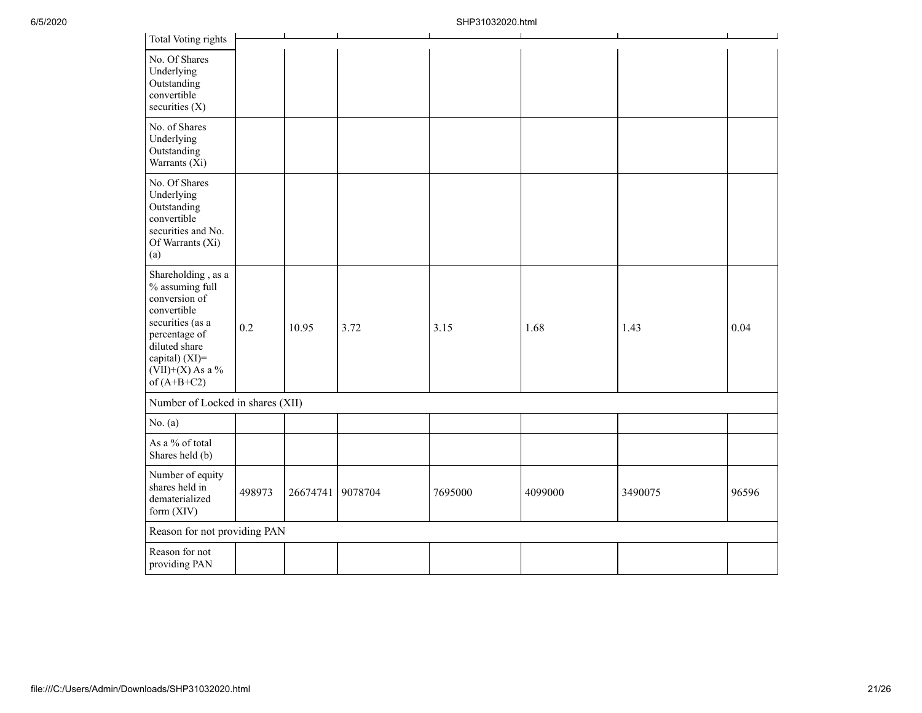| Total Voting rights | | | | | | | |
|---|---|---|---|---|---|---|---|
| No. Of Shares Underlying Outstanding convertible securities (X) | | | | | | | |
| No. of Shares Underlying Outstanding Warrants (Xi) | | | | | | | |
| No. Of Shares Underlying Outstanding convertible securities and No. Of Warrants (Xi) (a) | | | | | | | |
| Shareholding , as a % assuming full conversion of convertible securities (as a percentage of diluted share capital) (XI)= (VII)+(X) As a % of (A+B+C2) | 0.2 | 10.95 | 3.72 | 3.15 | 1.68 | 1.43 | 0.04 |
| Number of Locked in shares (XII) | | | | | | | |
| No. (a) | | | | | | | |
| As a % of total Shares held (b) | | | | | | | |
| Number of equity shares held in dematerialized form (XIV) | 498973 | 26674741 | 9078704 | 7695000 | 4099000 | 3490075 | 96596 |
| Reason for not providing PAN | | | | | | | |
| Reason for not providing PAN | | | | | | | |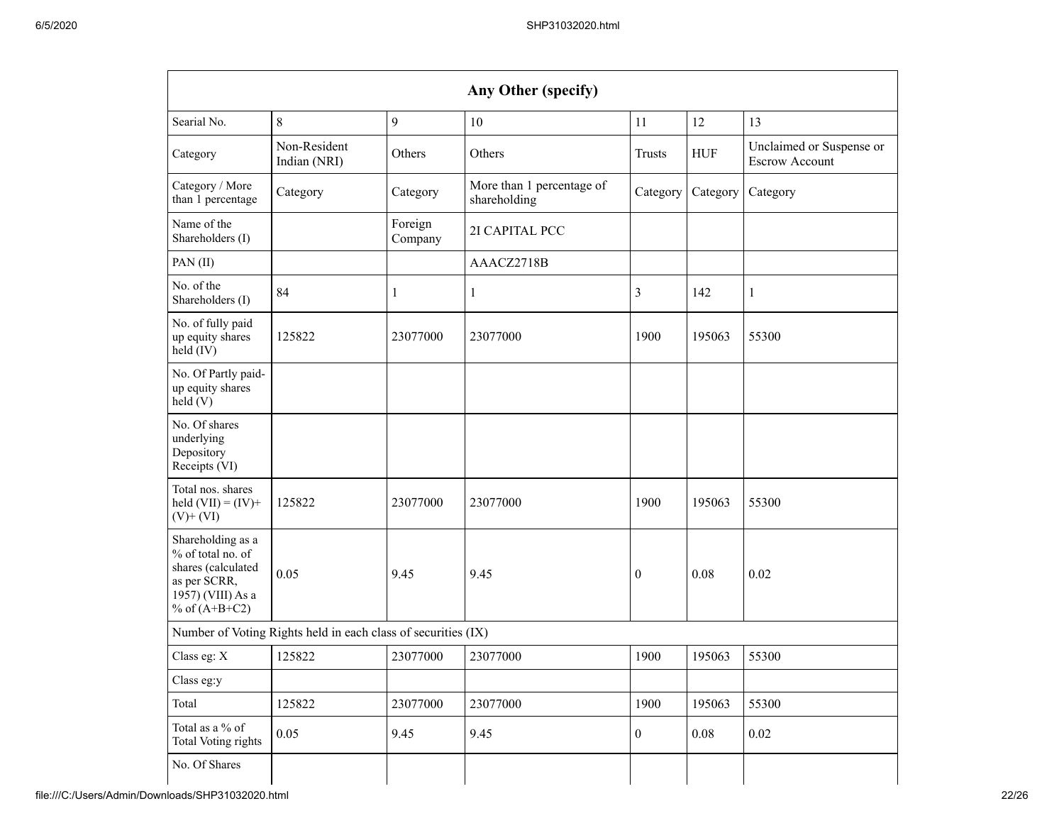| Any Other (specify) | | | | | | |
|---|---|---|---|---|---|---|
| Searial No. | 8 | 9 | 10 | 11 | 12 | 13 |
| Category | Non-Resident Indian (NRI) | Others | Others | Trusts | HUF | Unclaimed or Suspense or Escrow Account |
| Category / More than 1 percentage | Category | Category | More than 1 percentage of shareholding | Category | Category | Category |
| Name of the Shareholders (I) | | Foreign Company | 2I CAPITAL PCC | | | |
| PAN (II) | | | AAACZ2718B | | | |
| No. of the Shareholders (I) | 84 | 1 | 1 | 3 | 142 | 1 |
| No. of fully paid up equity shares held (IV) | 125822 | 23077000 | 23077000 | 1900 | 195063 | 55300 |
| No. Of Partly paid-up equity shares held (V) | | | | | | |
| No. Of shares underlying Depository Receipts (VI) | | | | | | |
| Total nos. shares held (VII) = (IV)+ (V)+ (VI) | 125822 | 23077000 | 23077000 | 1900 | 195063 | 55300 |
| Shareholding as a % of total no. of shares (calculated as per SCRR, 1957) (VIII) As a % of (A+B+C2) | 0.05 | 9.45 | 9.45 | 0 | 0.08 | 0.02 |
| Number of Voting Rights held in each class of securities (IX) | | | | | | |
| Class eg: X | 125822 | 23077000 | 23077000 | 1900 | 195063 | 55300 |
| Class eg:y | | | | | | |
| Total | 125822 | 23077000 | 23077000 | 1900 | 195063 | 55300 |
| Total as a % of Total Voting rights | 0.05 | 9.45 | 9.45 | 0 | 0.08 | 0.02 |
| No. Of Shares | | | | | | |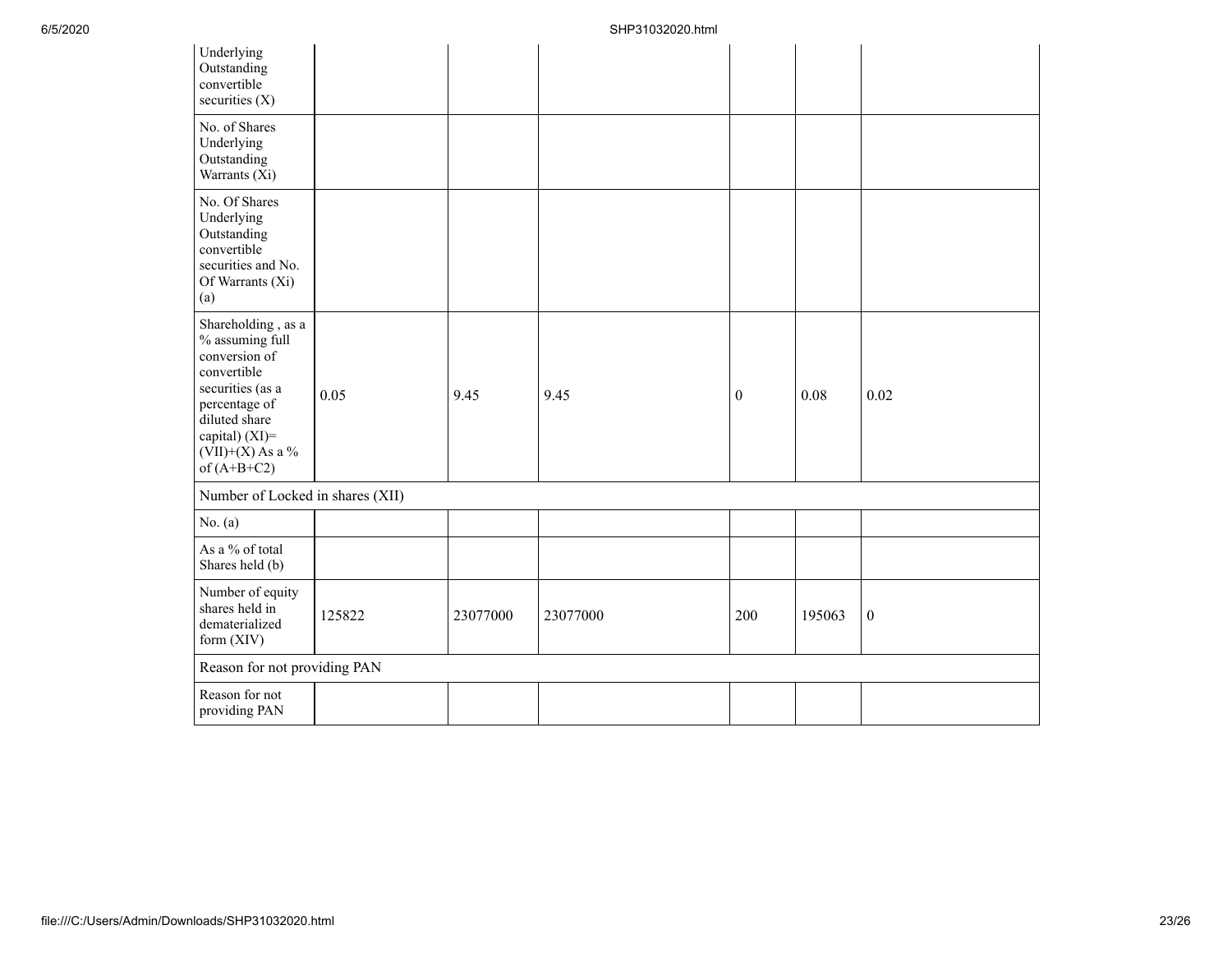| Underlying Outstanding convertible securities (X) | | | | | | |
|---|---|---|---|---|---|---|
| No. of Shares Underlying Outstanding Warrants (Xi) | | | | | | |
| No. Of Shares Underlying Outstanding convertible securities and No. Of Warrants (Xi) (a) | | | | | | |
| Shareholding , as a % assuming full conversion of convertible securities (as a percentage of diluted share capital) (XI)= (VII)+(X) As a % of (A+B+C2) | 0.05 | 9.45 | 9.45 | 0 | 0.08 | 0.02 |
| Number of Locked in shares (XII) | | | | | | |
| No. (a) | | | | | | |
| As a % of total Shares held (b) | | | | | | |
| Number of equity shares held in dematerialized form (XIV) | 125822 | 23077000 | 23077000 | 200 | 195063 | 0 |
| Reason for not providing PAN | | | | | | |
| Reason for not providing PAN | | | | | | |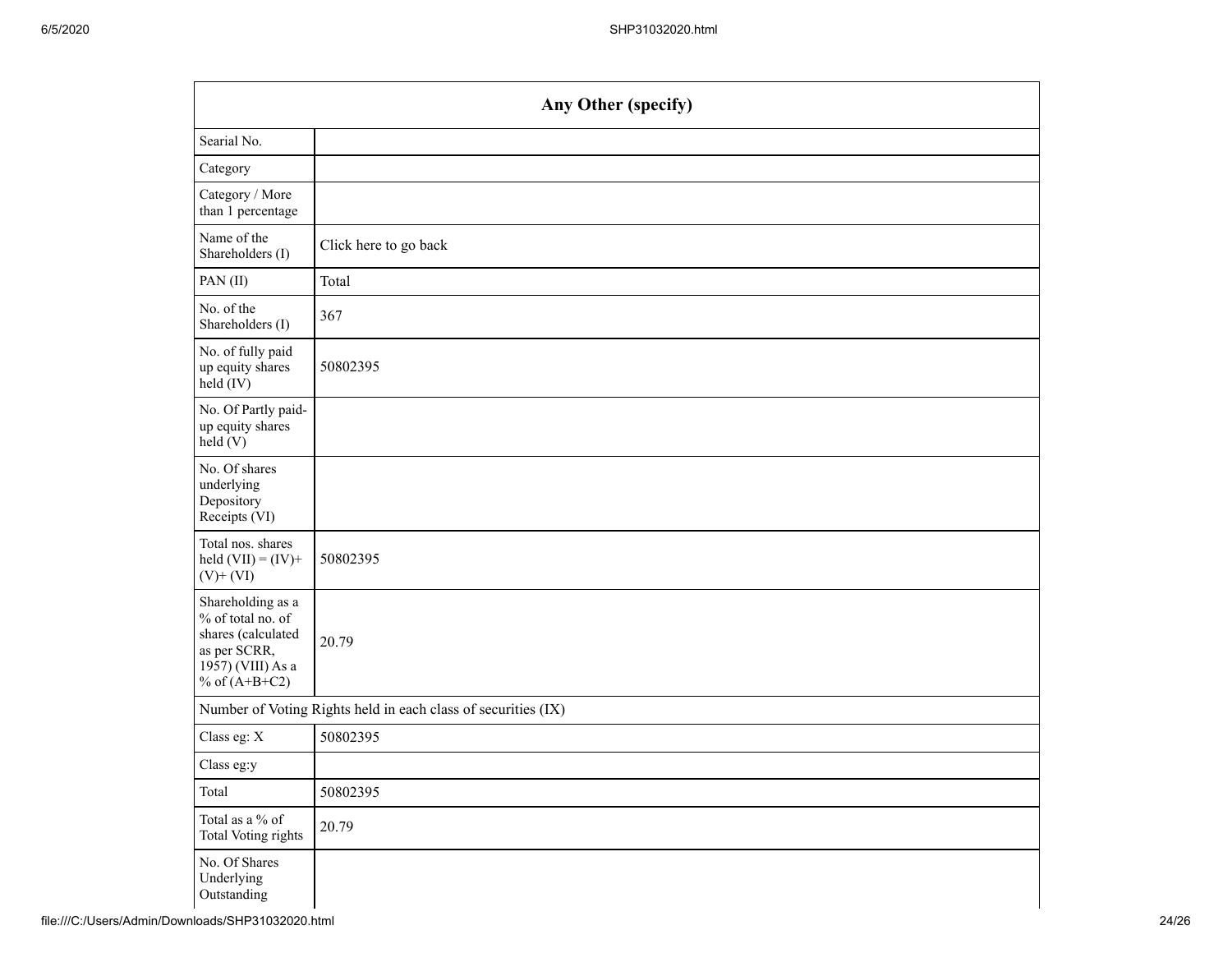| Any Other (specify) | |
|---|---|
| Searial No. | |
| Category | |
| Category / More than 1 percentage | |
| Name of the Shareholders (I) | Click here to go back |
| PAN (II) | Total |
| No. of the Shareholders (I) | 367 |
| No. of fully paid up equity shares held (IV) | 50802395 |
| No. Of Partly paid-up equity shares held (V) | |
| No. Of shares underlying Depository Receipts (VI) | |
| Total nos. shares held (VII) = (IV)+ (V)+ (VI) | 50802395 |
| Shareholding as a % of total no. of shares (calculated as per SCRR, 1957) (VIII) As a % of (A+B+C2) | 20.79 |
| Number of Voting Rights held in each class of securities (IX) | |
| Class eg: X | 50802395 |
| Class eg:y | |
| Total | 50802395 |
| Total as a % of Total Voting rights | 20.79 |
| No. Of Shares Underlying Outstanding | |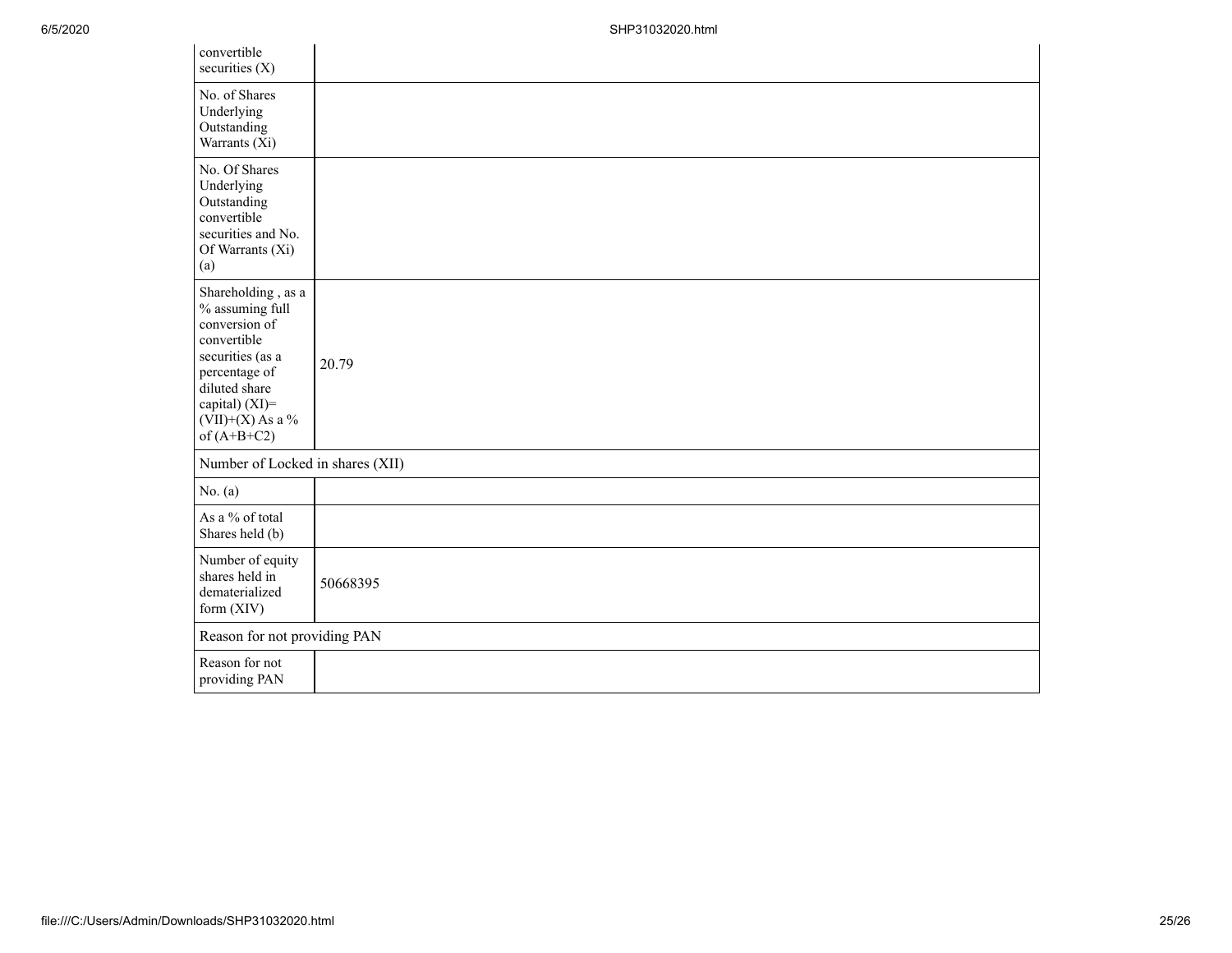| convertible securities (X) | |
|---|---|
| No. of Shares Underlying Outstanding Warrants (Xi) | |
| No. Of Shares Underlying Outstanding convertible securities and No. Of Warrants (Xi) (a) | |
| Shareholding , as a % assuming full conversion of convertible securities (as a percentage of diluted share capital) (XI)= (VII)+(X) As a % of (A+B+C2) | 20.79 |
| Number of Locked in shares (XII) | |
| No. (a) | |
| As a % of total Shares held (b) | |
| Number of equity shares held in dematerialized form (XIV) | 50668395 |
| Reason for not providing PAN | |
| Reason for not providing PAN | |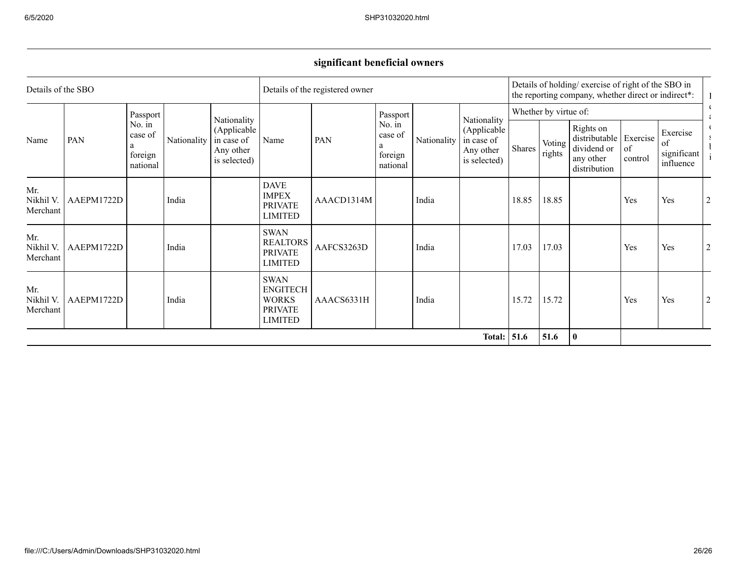## significant beneficial owners

| Details of the SBO | | | | | Details of the registered owner | | | | | Details of holding/ exercise of right of the SBO in the reporting company, whether direct or indirect*: | | | | | |
|---|---|---|---|---|---|---|---|---|---|---|---|---|---|---|---|
| | | | | | | | | | | Whether by virtue of: | | | | | |
| Name | PAN | Passport No. in case of a foreign national | Nationality | Nationality (Applicable in case of Any other is selected) | Name | PAN | Passport No. in case of a foreign national | Nationality | Nationality (Applicable in case of Any other is selected) | Shares | Voting rights | Rights on distributable dividend or any other distribution | Exercise of control | Exercise of significant influence | |
| Mr. Nikhil V. Merchant | AAEPM1722D | | India | | DAVE IMPEX PRIVATE LIMITED | AAACD1314M | | India | | 18.85 | 18.85 | | Yes | Yes | 2 |
| Mr. Nikhil V. Merchant | AAEPM1722D | | India | | SWAN REALTORS PRIVATE LIMITED | AAFCS3263D | | India | | 17.03 | 17.03 | | Yes | Yes | 2 |
| Mr. Nikhil V. Merchant | AAEPM1722D | | India | | SWAN ENGITECH WORKS PRIVATE LIMITED | AAACS6331H | | India | | 15.72 | 15.72 | | Yes | Yes | 2 |
| | | | | | | | | | **Total:** | **51.6** | **51.6** | **0** | | | |